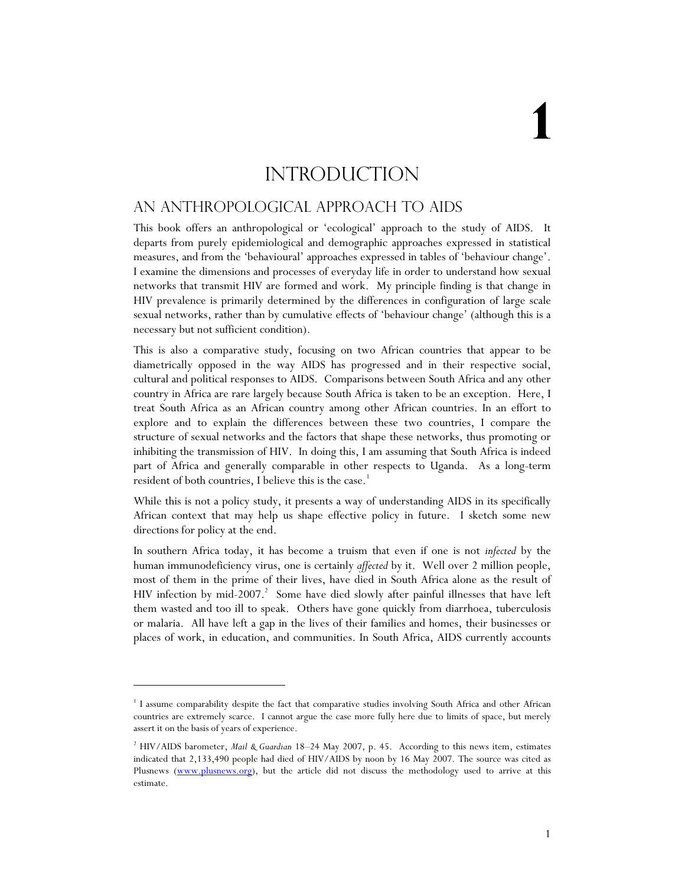# 1

# INTRODUCTION

## AN ANTHROPOLOGICAL APPROACH TO AIDS

This book offers an anthropological or 'ecological' approach to the study of AIDS. It departs from purely epidemiological and demographic approaches expressed in statistical measures, and from the 'behavioural' approaches expressed in tables of 'behaviour change'. I examine the dimensions and processes of everyday life in order to understand how sexual networks that transmit HIV are formed and work. My principle finding is that change in HIV prevalence is primarily determined by the differences in configuration of large scale sexual networks, rather than by cumulative effects of 'behaviour change' (although this is a necessary but not sufficient condition).

This is also a comparative study, focusing on two African countries that appear to be diametrically opposed in the way AIDS has progressed and in their respective social, cultural and political responses to AIDS. Comparisons between South Africa and any other country in Africa are rare largely because South Africa is taken to be an exception. Here, I treat South Africa as an African country among other African countries. In an effort to explore and to explain the differences between these two countries, I compare the structure of sexual networks and the factors that shape these networks, thus promoting or inhibiting the transmission of HIV. In doing this, I am assuming that South Africa is indeed part of Africa and generally comparable in other respects to Uganda. As a long-term resident of both countries, I believe this is the case.[1]

While this is not a policy study, it presents a way of understanding AIDS in its specifically African context that may help us shape effective policy in future. I sketch some new directions for policy at the end.

In southern Africa today, it has become a truism that even if one is not *infected* by the human immunodeficiency virus, one is certainly *affected* by it. Well over 2 million people, most of them in the prime of their lives, have died in South Africa alone as the result of HIV infection by mid-2007.[2] Some have died slowly after painful illnesses that have left them wasted and too ill to speak. Others have gone quickly from diarrhoea, tuberculosis or malaria. All have left a gap in the lives of their families and homes, their businesses or places of work, in education, and communities. In South Africa, AIDS currently accounts

---

[1] I assume comparability despite the fact that comparative studies involving South Africa and other African countries are extremely scarce. I cannot argue the case more fully here due to limits of space, but merely assert it on the basis of years of experience.

[2] HIV/AIDS barometer, *Mail & Guardian* 18–24 May 2007, p. 45. According to this news item, estimates indicated that 2,133,490 people had died of HIV/AIDS by noon by 16 May 2007. The source was cited as Plusnews (www.plusnews.org), but the article did not discuss the methodology used to arrive at this estimate.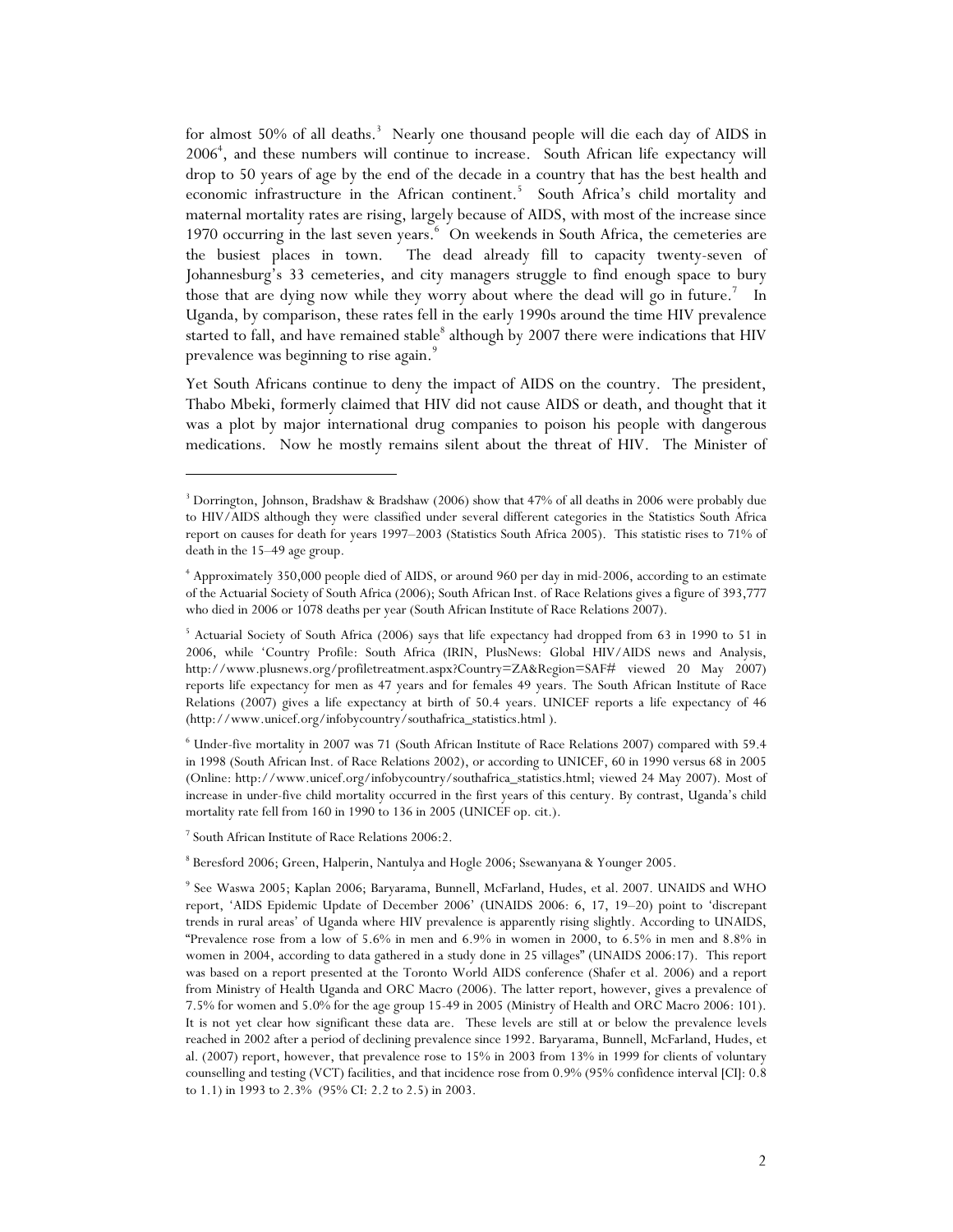for almost 50% of all deaths.[3] Nearly one thousand people will die each day of AIDS in 2006[4], and these numbers will continue to increase. South African life expectancy will drop to 50 years of age by the end of the decade in a country that has the best health and economic infrastructure in the African continent.[5] South Africa's child mortality and maternal mortality rates are rising, largely because of AIDS, with most of the increase since 1970 occurring in the last seven years.[6] On weekends in South Africa, the cemeteries are the busiest places in town. The dead already fill to capacity twenty-seven of Johannesburg's 33 cemeteries, and city managers struggle to find enough space to bury those that are dying now while they worry about where the dead will go in future.[7] In Uganda, by comparison, these rates fell in the early 1990s around the time HIV prevalence started to fall, and have remained stable[8] although by 2007 there were indications that HIV prevalence was beginning to rise again.[9]

Yet South Africans continue to deny the impact of AIDS on the country. The president, Thabo Mbeki, formerly claimed that HIV did not cause AIDS or death, and thought that it was a plot by major international drug companies to poison his people with dangerous medications. Now he mostly remains silent about the threat of HIV. The Minister of

---

[3] Dorrington, Johnson, Bradshaw & Bradshaw (2006) show that 47% of all deaths in 2006 were probably due to HIV/AIDS although they were classified under several different categories in the Statistics South Africa report on causes for death for years 1997–2003 (Statistics South Africa 2005). This statistic rises to 71% of death in the 15–49 age group.

[4] Approximately 350,000 people died of AIDS, or around 960 per day in mid-2006, according to an estimate of the Actuarial Society of South Africa (2006); South African Inst. of Race Relations gives a figure of 393,777 who died in 2006 or 1078 deaths per year (South African Institute of Race Relations 2007).

[5] Actuarial Society of South Africa (2006) says that life expectancy had dropped from 63 in 1990 to 51 in 2006, while 'Country Profile: South Africa (IRIN, PlusNews: Global HIV/AIDS news and Analysis, http://www.plusnews.org/profiletreatment.aspx?Country=ZA&Region=SAF# viewed 20 May 2007) reports life expectancy for men as 47 years and for females 49 years. The South African Institute of Race Relations (2007) gives a life expectancy at birth of 50.4 years. UNICEF reports a life expectancy of 46 (http://www.unicef.org/infobycountry/southafrica_statistics.html ).

[6] Under-five mortality in 2007 was 71 (South African Institute of Race Relations 2007) compared with 59.4 in 1998 (South African Inst. of Race Relations 2002), or according to UNICEF, 60 in 1990 versus 68 in 2005 (Online: http://www.unicef.org/infobycountry/southafrica_statistics.html; viewed 24 May 2007). Most of increase in under-five child mortality occurred in the first years of this century. By contrast, Uganda's child mortality rate fell from 160 in 1990 to 136 in 2005 (UNICEF op. cit.).

[7] South African Institute of Race Relations 2006:2.

[8] Beresford 2006; Green, Halperin, Nantulya and Hogle 2006; Ssewanyana & Younger 2005.

[9] See Waswa 2005; Kaplan 2006; Baryarama, Bunnell, McFarland, Hudes, et al. 2007. UNAIDS and WHO report, 'AIDS Epidemic Update of December 2006' (UNAIDS 2006: 6, 17, 19–20) point to 'discrepant trends in rural areas' of Uganda where HIV prevalence is apparently rising slightly. According to UNAIDS, "Prevalence rose from a low of 5.6% in men and 6.9% in women in 2000, to 6.5% in men and 8.8% in women in 2004, according to data gathered in a study done in 25 villages" (UNAIDS 2006:17). This report was based on a report presented at the Toronto World AIDS conference (Shafer et al. 2006) and a report from Ministry of Health Uganda and ORC Macro (2006). The latter report, however, gives a prevalence of 7.5% for women and 5.0% for the age group 15-49 in 2005 (Ministry of Health and ORC Macro 2006: 101). It is not yet clear how significant these data are. These levels are still at or below the prevalence levels reached in 2002 after a period of declining prevalence since 1992. Baryarama, Bunnell, McFarland, Hudes, et al. (2007) report, however, that prevalence rose to 15% in 2003 from 13% in 1999 for clients of voluntary counselling and testing (VCT) facilities, and that incidence rose from 0.9% (95% confidence interval [CI]: 0.8 to 1.1) in 1993 to 2.3% (95% CI: 2.2 to 2.5) in 2003.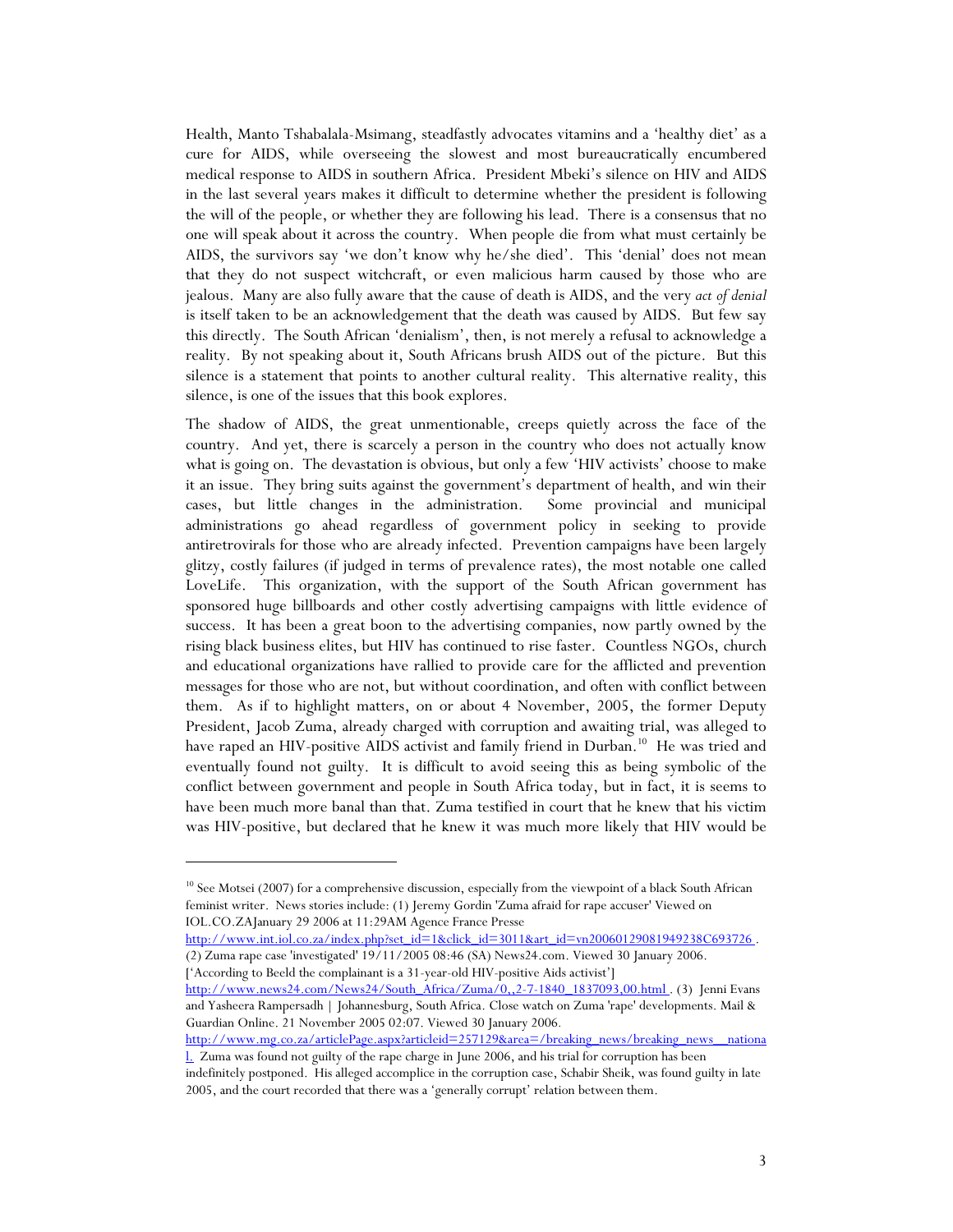Health, Manto Tshabalala-Msimang, steadfastly advocates vitamins and a 'healthy diet' as a cure for AIDS, while overseeing the slowest and most bureaucratically encumbered medical response to AIDS in southern Africa. President Mbeki's silence on HIV and AIDS in the last several years makes it difficult to determine whether the president is following the will of the people, or whether they are following his lead. There is a consensus that no one will speak about it across the country. When people die from what must certainly be AIDS, the survivors say 'we don't know why he/she died'. This 'denial' does not mean that they do not suspect witchcraft, or even malicious harm caused by those who are jealous. Many are also fully aware that the cause of death is AIDS, and the very *act of denial* is itself taken to be an acknowledgement that the death was caused by AIDS. But few say this directly. The South African 'denialism', then, is not merely a refusal to acknowledge a reality. By not speaking about it, South Africans brush AIDS out of the picture. But this silence is a statement that points to another cultural reality. This alternative reality, this silence, is one of the issues that this book explores.

The shadow of AIDS, the great unmentionable, creeps quietly across the face of the country. And yet, there is scarcely a person in the country who does not actually know what is going on. The devastation is obvious, but only a few 'HIV activists' choose to make it an issue. They bring suits against the government's department of health, and win their cases, but little changes in the administration. Some provincial and municipal administrations go ahead regardless of government policy in seeking to provide antiretrovirals for those who are already infected. Prevention campaigns have been largely glitzy, costly failures (if judged in terms of prevalence rates), the most notable one called LoveLife. This organization, with the support of the South African government has sponsored huge billboards and other costly advertising campaigns with little evidence of success. It has been a great boon to the advertising companies, now partly owned by the rising black business elites, but HIV has continued to rise faster. Countless NGOs, church and educational organizations have rallied to provide care for the afflicted and prevention messages for those who are not, but without coordination, and often with conflict between them. As if to highlight matters, on or about 4 November, 2005, the former Deputy President, Jacob Zuma, already charged with corruption and awaiting trial, was alleged to have raped an HIV-positive AIDS activist and family friend in Durban.[10] He was tried and eventually found not guilty. It is difficult to avoid seeing this as being symbolic of the conflict between government and people in South Africa today, but in fact, it is seems to have been much more banal than that. Zuma testified in court that he knew that his victim was HIV-positive, but declared that he knew it was much more likely that HIV would be

---

[10] See Motsei (2007) for a comprehensive discussion, especially from the viewpoint of a black South African feminist writer. News stories include: (1) Jeremy Gordin 'Zuma afraid for rape accuser' Viewed on IOL.CO.ZAJanuary 29 2006 at 11:29AM Agence France Presse http://www.int.iol.co.za/index.php?set_id=1&click_id=3011&art_id=vn20060129081949238C693726 . (2) Zuma rape case 'investigated' 19/11/2005 08:46 (SA) News24.com. Viewed 30 January 2006. ['According to Beeld the complainant is a 31-year-old HIV-positive Aids activist'] http://www.news24.com/News24/South_Africa/Zuma/0,,2-7-1840_1837093,00.html . (3) Jenni Evans and Yasheera Rampersadh | Johannesburg, South Africa. Close watch on Zuma 'rape' developments. Mail & Guardian Online. 21 November 2005 02:07. Viewed 30 January 2006. http://www.mg.co.za/articlePage.aspx?articleid=257129&area=/breaking_news/breaking_news__national. Zuma was found not guilty of the rape charge in June 2006, and his trial for corruption has been indefinitely postponed. His alleged accomplice in the corruption case, Schabir Sheik, was found guilty in late 2005, and the court recorded that there was a 'generally corrupt' relation between them.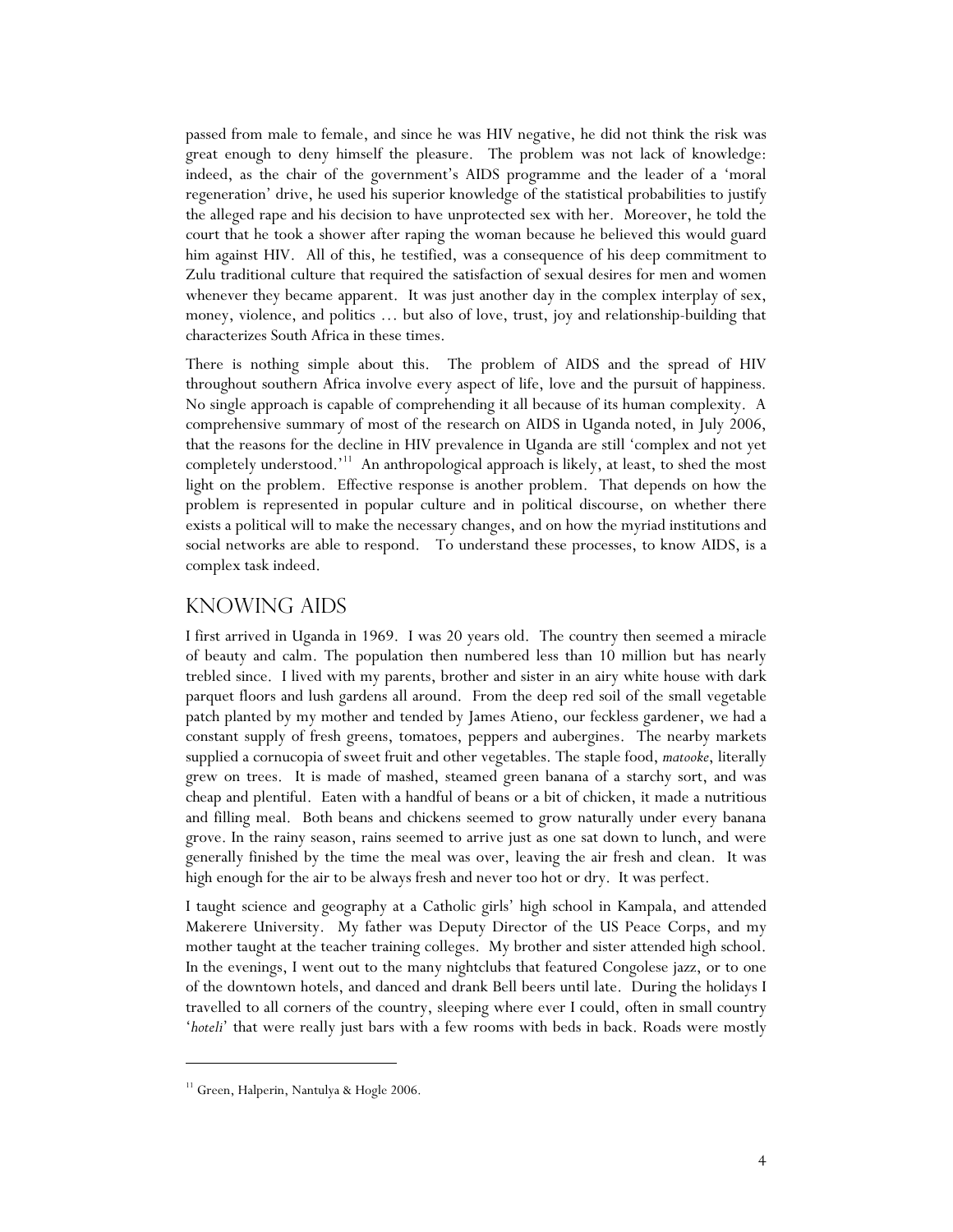passed from male to female, and since he was HIV negative, he did not think the risk was great enough to deny himself the pleasure. The problem was not lack of knowledge: indeed, as the chair of the government's AIDS programme and the leader of a 'moral regeneration' drive, he used his superior knowledge of the statistical probabilities to justify the alleged rape and his decision to have unprotected sex with her. Moreover, he told the court that he took a shower after raping the woman because he believed this would guard him against HIV. All of this, he testified, was a consequence of his deep commitment to Zulu traditional culture that required the satisfaction of sexual desires for men and women whenever they became apparent. It was just another day in the complex interplay of sex, money, violence, and politics … but also of love, trust, joy and relationship-building that characterizes South Africa in these times.

There is nothing simple about this. The problem of AIDS and the spread of HIV throughout southern Africa involve every aspect of life, love and the pursuit of happiness. No single approach is capable of comprehending it all because of its human complexity. A comprehensive summary of most of the research on AIDS in Uganda noted, in July 2006, that the reasons for the decline in HIV prevalence in Uganda are still 'complex and not yet completely understood.'[11] An anthropological approach is likely, at least, to shed the most light on the problem. Effective response is another problem. That depends on how the problem is represented in popular culture and in political discourse, on whether there exists a political will to make the necessary changes, and on how the myriad institutions and social networks are able to respond. To understand these processes, to know AIDS, is a complex task indeed.

## KNOWING AIDS

I first arrived in Uganda in 1969. I was 20 years old. The country then seemed a miracle of beauty and calm. The population then numbered less than 10 million but has nearly trebled since. I lived with my parents, brother and sister in an airy white house with dark parquet floors and lush gardens all around. From the deep red soil of the small vegetable patch planted by my mother and tended by James Atieno, our feckless gardener, we had a constant supply of fresh greens, tomatoes, peppers and aubergines. The nearby markets supplied a cornucopia of sweet fruit and other vegetables. The staple food, *matooke*, literally grew on trees. It is made of mashed, steamed green banana of a starchy sort, and was cheap and plentiful. Eaten with a handful of beans or a bit of chicken, it made a nutritious and filling meal. Both beans and chickens seemed to grow naturally under every banana grove. In the rainy season, rains seemed to arrive just as one sat down to lunch, and were generally finished by the time the meal was over, leaving the air fresh and clean. It was high enough for the air to be always fresh and never too hot or dry. It was perfect.

I taught science and geography at a Catholic girls' high school in Kampala, and attended Makerere University. My father was Deputy Director of the US Peace Corps, and my mother taught at the teacher training colleges. My brother and sister attended high school. In the evenings, I went out to the many nightclubs that featured Congolese jazz, or to one of the downtown hotels, and danced and drank Bell beers until late. During the holidays I travelled to all corners of the country, sleeping where ever I could, often in small country '*hoteli*' that were really just bars with a few rooms with beds in back. Roads were mostly

[11] Green, Halperin, Nantulya & Hogle 2006.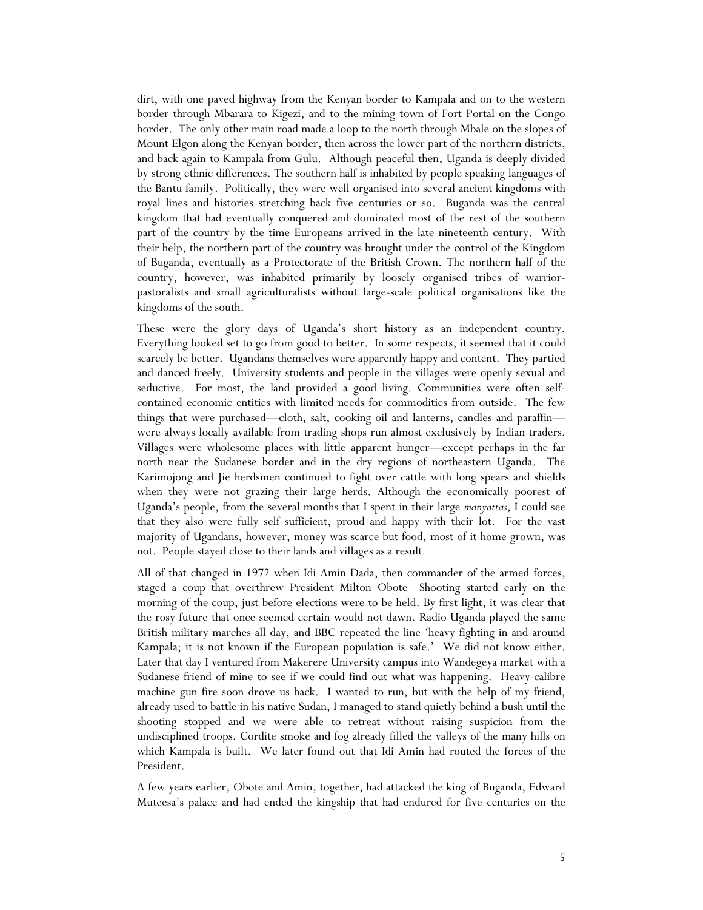dirt, with one paved highway from the Kenyan border to Kampala and on to the western border through Mbarara to Kigezi, and to the mining town of Fort Portal on the Congo border. The only other main road made a loop to the north through Mbale on the slopes of Mount Elgon along the Kenyan border, then across the lower part of the northern districts, and back again to Kampala from Gulu. Although peaceful then, Uganda is deeply divided by strong ethnic differences. The southern half is inhabited by people speaking languages of the Bantu family. Politically, they were well organised into several ancient kingdoms with royal lines and histories stretching back five centuries or so. Buganda was the central kingdom that had eventually conquered and dominated most of the rest of the southern part of the country by the time Europeans arrived in the late nineteenth century. With their help, the northern part of the country was brought under the control of the Kingdom of Buganda, eventually as a Protectorate of the British Crown. The northern half of the country, however, was inhabited primarily by loosely organised tribes of warrior-pastoralists and small agriculturalists without large-scale political organisations like the kingdoms of the south.

These were the glory days of Uganda's short history as an independent country. Everything looked set to go from good to better. In some respects, it seemed that it could scarcely be better. Ugandans themselves were apparently happy and content. They partied and danced freely. University students and people in the villages were openly sexual and seductive. For most, the land provided a good living. Communities were often self-contained economic entities with limited needs for commodities from outside. The few things that were purchased—cloth, salt, cooking oil and lanterns, candles and paraffin—were always locally available from trading shops run almost exclusively by Indian traders. Villages were wholesome places with little apparent hunger—except perhaps in the far north near the Sudanese border and in the dry regions of northeastern Uganda. The Karimojong and Jie herdsmen continued to fight over cattle with long spears and shields when they were not grazing their large herds. Although the economically poorest of Uganda's people, from the several months that I spent in their large *manyattas*, I could see that they also were fully self sufficient, proud and happy with their lot. For the vast majority of Ugandans, however, money was scarce but food, most of it home grown, was not. People stayed close to their lands and villages as a result.

All of that changed in 1972 when Idi Amin Dada, then commander of the armed forces, staged a coup that overthrew President Milton Obote Shooting started early on the morning of the coup, just before elections were to be held. By first light, it was clear that the rosy future that once seemed certain would not dawn. Radio Uganda played the same British military marches all day, and BBC repeated the line 'heavy fighting in and around Kampala; it is not known if the European population is safe.' We did not know either. Later that day I ventured from Makerere University campus into Wandegeya market with a Sudanese friend of mine to see if we could find out what was happening. Heavy-calibre machine gun fire soon drove us back. I wanted to run, but with the help of my friend, already used to battle in his native Sudan, I managed to stand quietly behind a bush until the shooting stopped and we were able to retreat without raising suspicion from the undisciplined troops. Cordite smoke and fog already filled the valleys of the many hills on which Kampala is built. We later found out that Idi Amin had routed the forces of the President.

A few years earlier, Obote and Amin, together, had attacked the king of Buganda, Edward Muteesa's palace and had ended the kingship that had endured for five centuries on the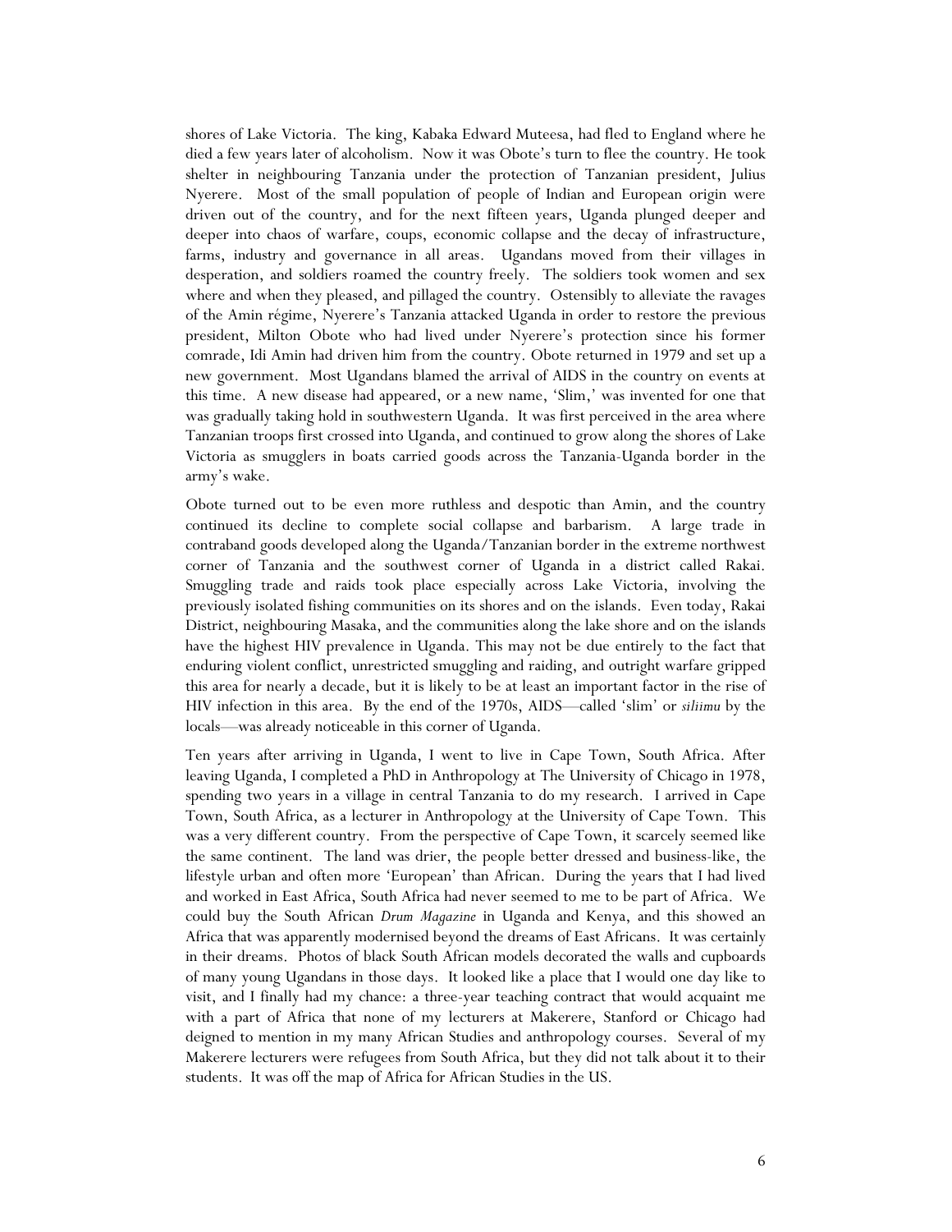shores of Lake Victoria. The king, Kabaka Edward Muteesa, had fled to England where he died a few years later of alcoholism. Now it was Obote's turn to flee the country. He took shelter in neighbouring Tanzania under the protection of Tanzanian president, Julius Nyerere. Most of the small population of people of Indian and European origin were driven out of the country, and for the next fifteen years, Uganda plunged deeper and deeper into chaos of warfare, coups, economic collapse and the decay of infrastructure, farms, industry and governance in all areas. Ugandans moved from their villages in desperation, and soldiers roamed the country freely. The soldiers took women and sex where and when they pleased, and pillaged the country. Ostensibly to alleviate the ravages of the Amin régime, Nyerere's Tanzania attacked Uganda in order to restore the previous president, Milton Obote who had lived under Nyerere's protection since his former comrade, Idi Amin had driven him from the country. Obote returned in 1979 and set up a new government. Most Ugandans blamed the arrival of AIDS in the country on events at this time. A new disease had appeared, or a new name, 'Slim,' was invented for one that was gradually taking hold in southwestern Uganda. It was first perceived in the area where Tanzanian troops first crossed into Uganda, and continued to grow along the shores of Lake Victoria as smugglers in boats carried goods across the Tanzania-Uganda border in the army's wake.

Obote turned out to be even more ruthless and despotic than Amin, and the country continued its decline to complete social collapse and barbarism. A large trade in contraband goods developed along the Uganda/Tanzanian border in the extreme northwest corner of Tanzania and the southwest corner of Uganda in a district called Rakai. Smuggling trade and raids took place especially across Lake Victoria, involving the previously isolated fishing communities on its shores and on the islands. Even today, Rakai District, neighbouring Masaka, and the communities along the lake shore and on the islands have the highest HIV prevalence in Uganda. This may not be due entirely to the fact that enduring violent conflict, unrestricted smuggling and raiding, and outright warfare gripped this area for nearly a decade, but it is likely to be at least an important factor in the rise of HIV infection in this area. By the end of the 1970s, AIDS—called 'slim' or *siliimu* by the locals—was already noticeable in this corner of Uganda.

Ten years after arriving in Uganda, I went to live in Cape Town, South Africa. After leaving Uganda, I completed a PhD in Anthropology at The University of Chicago in 1978, spending two years in a village in central Tanzania to do my research. I arrived in Cape Town, South Africa, as a lecturer in Anthropology at the University of Cape Town. This was a very different country. From the perspective of Cape Town, it scarcely seemed like the same continent. The land was drier, the people better dressed and business-like, the lifestyle urban and often more 'European' than African. During the years that I had lived and worked in East Africa, South Africa had never seemed to me to be part of Africa. We could buy the South African *Drum Magazine* in Uganda and Kenya, and this showed an Africa that was apparently modernised beyond the dreams of East Africans. It was certainly in their dreams. Photos of black South African models decorated the walls and cupboards of many young Ugandans in those days. It looked like a place that I would one day like to visit, and I finally had my chance: a three-year teaching contract that would acquaint me with a part of Africa that none of my lecturers at Makerere, Stanford or Chicago had deigned to mention in my many African Studies and anthropology courses. Several of my Makerere lecturers were refugees from South Africa, but they did not talk about it to their students. It was off the map of Africa for African Studies in the US.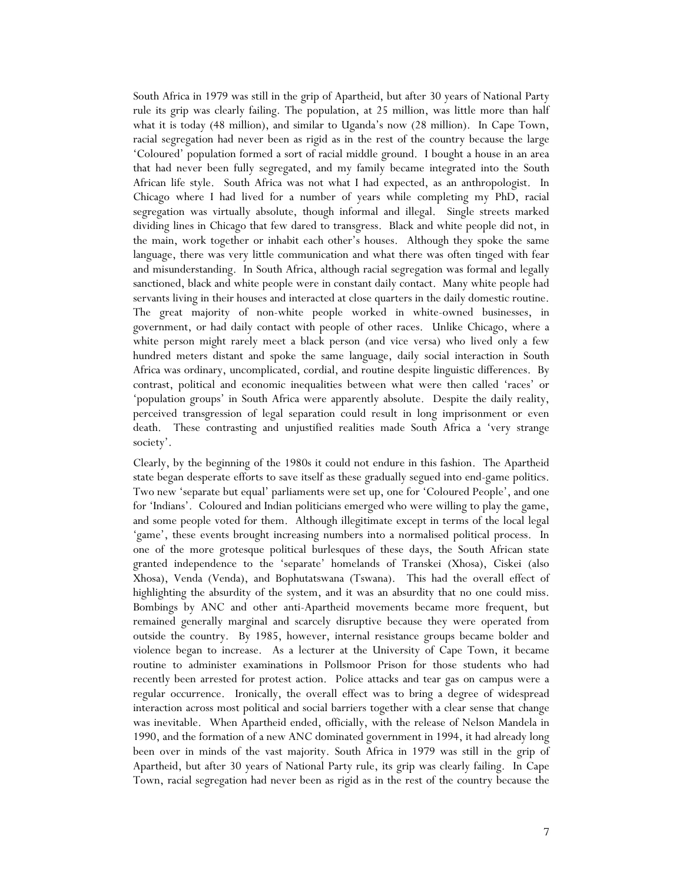South Africa in 1979 was still in the grip of Apartheid, but after 30 years of National Party rule its grip was clearly failing. The population, at 25 million, was little more than half what it is today (48 million), and similar to Uganda's now (28 million). In Cape Town, racial segregation had never been as rigid as in the rest of the country because the large 'Coloured' population formed a sort of racial middle ground. I bought a house in an area that had never been fully segregated, and my family became integrated into the South African life style. South Africa was not what I had expected, as an anthropologist. In Chicago where I had lived for a number of years while completing my PhD, racial segregation was virtually absolute, though informal and illegal. Single streets marked dividing lines in Chicago that few dared to transgress. Black and white people did not, in the main, work together or inhabit each other's houses. Although they spoke the same language, there was very little communication and what there was often tinged with fear and misunderstanding. In South Africa, although racial segregation was formal and legally sanctioned, black and white people were in constant daily contact. Many white people had servants living in their houses and interacted at close quarters in the daily domestic routine. The great majority of non-white people worked in white-owned businesses, in government, or had daily contact with people of other races. Unlike Chicago, where a white person might rarely meet a black person (and vice versa) who lived only a few hundred meters distant and spoke the same language, daily social interaction in South Africa was ordinary, uncomplicated, cordial, and routine despite linguistic differences. By contrast, political and economic inequalities between what were then called 'races' or 'population groups' in South Africa were apparently absolute. Despite the daily reality, perceived transgression of legal separation could result in long imprisonment or even death. These contrasting and unjustified realities made South Africa a 'very strange society'.

Clearly, by the beginning of the 1980s it could not endure in this fashion. The Apartheid state began desperate efforts to save itself as these gradually segued into end-game politics. Two new 'separate but equal' parliaments were set up, one for 'Coloured People', and one for 'Indians'. Coloured and Indian politicians emerged who were willing to play the game, and some people voted for them. Although illegitimate except in terms of the local legal 'game', these events brought increasing numbers into a normalised political process. In one of the more grotesque political burlesques of these days, the South African state granted independence to the 'separate' homelands of Transkei (Xhosa), Ciskei (also Xhosa), Venda (Venda), and Bophutatswana (Tswana). This had the overall effect of highlighting the absurdity of the system, and it was an absurdity that no one could miss. Bombings by ANC and other anti-Apartheid movements became more frequent, but remained generally marginal and scarcely disruptive because they were operated from outside the country. By 1985, however, internal resistance groups became bolder and violence began to increase. As a lecturer at the University of Cape Town, it became routine to administer examinations in Pollsmoor Prison for those students who had recently been arrested for protest action. Police attacks and tear gas on campus were a regular occurrence. Ironically, the overall effect was to bring a degree of widespread interaction across most political and social barriers together with a clear sense that change was inevitable. When Apartheid ended, officially, with the release of Nelson Mandela in 1990, and the formation of a new ANC dominated government in 1994, it had already long been over in minds of the vast majority. South Africa in 1979 was still in the grip of Apartheid, but after 30 years of National Party rule, its grip was clearly failing. In Cape Town, racial segregation had never been as rigid as in the rest of the country because the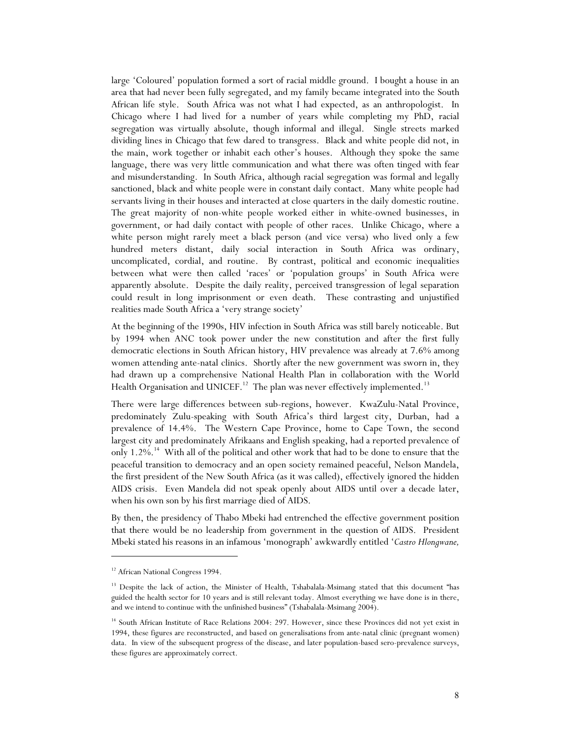large 'Coloured' population formed a sort of racial middle ground. I bought a house in an area that had never been fully segregated, and my family became integrated into the South African life style. South Africa was not what I had expected, as an anthropologist. In Chicago where I had lived for a number of years while completing my PhD, racial segregation was virtually absolute, though informal and illegal. Single streets marked dividing lines in Chicago that few dared to transgress. Black and white people did not, in the main, work together or inhabit each other's houses. Although they spoke the same language, there was very little communication and what there was often tinged with fear and misunderstanding. In South Africa, although racial segregation was formal and legally sanctioned, black and white people were in constant daily contact. Many white people had servants living in their houses and interacted at close quarters in the daily domestic routine. The great majority of non-white people worked either in white-owned businesses, in government, or had daily contact with people of other races. Unlike Chicago, where a white person might rarely meet a black person (and vice versa) who lived only a few hundred meters distant, daily social interaction in South Africa was ordinary, uncomplicated, cordial, and routine. By contrast, political and economic inequalities between what were then called 'races' or 'population groups' in South Africa were apparently absolute. Despite the daily reality, perceived transgression of legal separation could result in long imprisonment or even death. These contrasting and unjustified realities made South Africa a 'very strange society'

At the beginning of the 1990s, HIV infection in South Africa was still barely noticeable. But by 1994 when ANC took power under the new constitution and after the first fully democratic elections in South African history, HIV prevalence was already at 7.6% among women attending ante-natal clinics. Shortly after the new government was sworn in, they had drawn up a comprehensive National Health Plan in collaboration with the World Health Organisation and UNICEF.[12] The plan was never effectively implemented.[13]

There were large differences between sub-regions, however. KwaZulu-Natal Province, predominately Zulu-speaking with South Africa's third largest city, Durban, had a prevalence of 14.4%. The Western Cape Province, home to Cape Town, the second largest city and predominately Afrikaans and English speaking, had a reported prevalence of only 1.2%.[14] With all of the political and other work that had to be done to ensure that the peaceful transition to democracy and an open society remained peaceful, Nelson Mandela, the first president of the New South Africa (as it was called), effectively ignored the hidden AIDS crisis. Even Mandela did not speak openly about AIDS until over a decade later, when his own son by his first marriage died of AIDS.

By then, the presidency of Thabo Mbeki had entrenched the effective government position that there would be no leadership from government in the question of AIDS. President Mbeki stated his reasons in an infamous 'monograph' awkwardly entitled '*Castro Hlongwane,*

---

[12] African National Congress 1994.

[13] Despite the lack of action, the Minister of Health, Tshabalala-Msimang stated that this document "has guided the health sector for 10 years and is still relevant today. Almost everything we have done is in there, and we intend to continue with the unfinished business" (Tshabalala-Msimang 2004).

[14] South African Institute of Race Relations 2004: 297. However, since these Provinces did not yet exist in 1994, these figures are reconstructed, and based on generalisations from ante-natal clinic (pregnant women) data. In view of the subsequent progress of the disease, and later population-based sero-prevalence surveys, these figures are approximately correct.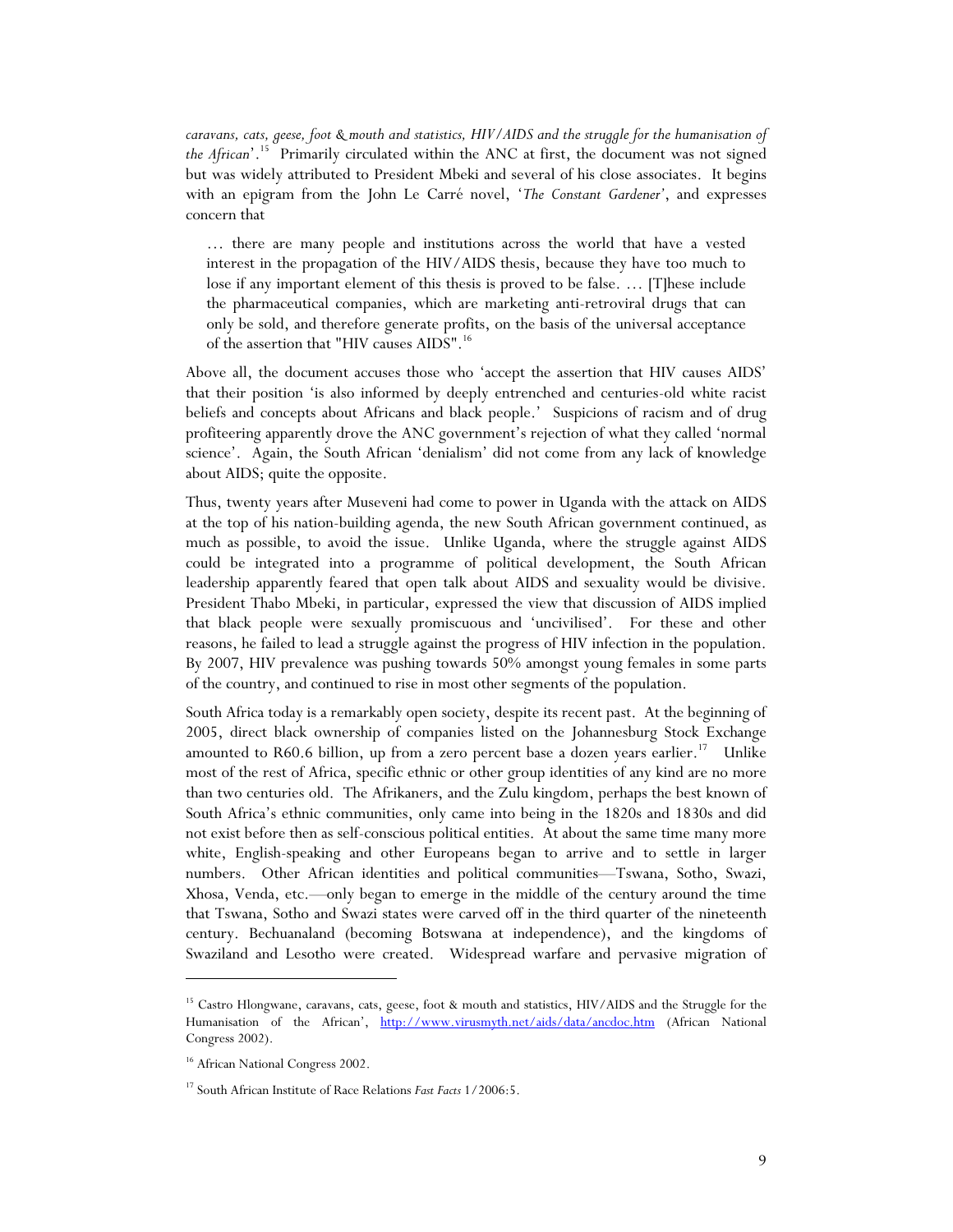*caravans, cats, geese, foot & mouth and statistics, HIV/AIDS and the struggle for the humanisation of the African*'.[15] Primarily circulated within the ANC at first, the document was not signed but was widely attributed to President Mbeki and several of his close associates. It begins with an epigram from the John Le Carré novel, '*The Constant Gardener*', and expresses concern that

> … there are many people and institutions across the world that have a vested interest in the propagation of the HIV/AIDS thesis, because they have too much to lose if any important element of this thesis is proved to be false. … [T]hese include the pharmaceutical companies, which are marketing anti-retroviral drugs that can only be sold, and therefore generate profits, on the basis of the universal acceptance of the assertion that "HIV causes AIDS".[16]

Above all, the document accuses those who 'accept the assertion that HIV causes AIDS' that their position 'is also informed by deeply entrenched and centuries-old white racist beliefs and concepts about Africans and black people.' Suspicions of racism and of drug profiteering apparently drove the ANC government's rejection of what they called 'normal science'. Again, the South African 'denialism' did not come from any lack of knowledge about AIDS; quite the opposite.

Thus, twenty years after Museveni had come to power in Uganda with the attack on AIDS at the top of his nation-building agenda, the new South African government continued, as much as possible, to avoid the issue. Unlike Uganda, where the struggle against AIDS could be integrated into a programme of political development, the South African leadership apparently feared that open talk about AIDS and sexuality would be divisive. President Thabo Mbeki, in particular, expressed the view that discussion of AIDS implied that black people were sexually promiscuous and 'uncivilised'. For these and other reasons, he failed to lead a struggle against the progress of HIV infection in the population. By 2007, HIV prevalence was pushing towards 50% amongst young females in some parts of the country, and continued to rise in most other segments of the population.

South Africa today is a remarkably open society, despite its recent past. At the beginning of 2005, direct black ownership of companies listed on the Johannesburg Stock Exchange amounted to R60.6 billion, up from a zero percent base a dozen years earlier.[17] Unlike most of the rest of Africa, specific ethnic or other group identities of any kind are no more than two centuries old. The Afrikaners, and the Zulu kingdom, perhaps the best known of South Africa's ethnic communities, only came into being in the 1820s and 1830s and did not exist before then as self-conscious political entities. At about the same time many more white, English-speaking and other Europeans began to arrive and to settle in larger numbers. Other African identities and political communities—Tswana, Sotho, Swazi, Xhosa, Venda, etc.—only began to emerge in the middle of the century around the time that Tswana, Sotho and Swazi states were carved off in the third quarter of the nineteenth century. Bechuanaland (becoming Botswana at independence), and the kingdoms of Swaziland and Lesotho were created. Widespread warfare and pervasive migration of

---

[15] Castro Hlongwane, caravans, cats, geese, foot & mouth and statistics, HIV/AIDS and the Struggle for the Humanisation of the African', http://www.virusmyth.net/aids/data/ancdoc.htm (African National Congress 2002).

[16] African National Congress 2002.

[17] South African Institute of Race Relations *Fast Facts* 1/2006:5.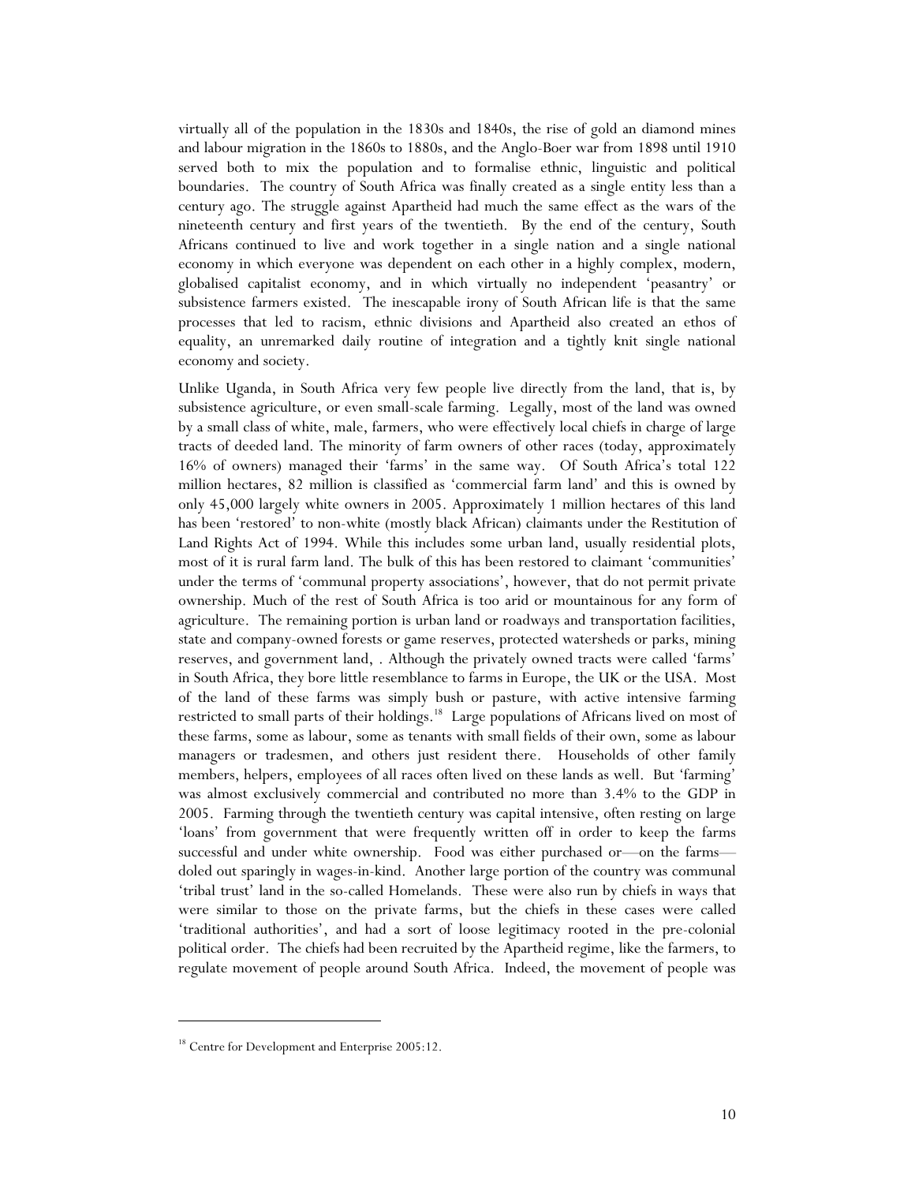virtually all of the population in the 1830s and 1840s, the rise of gold an diamond mines and labour migration in the 1860s to 1880s, and the Anglo-Boer war from 1898 until 1910 served both to mix the population and to formalise ethnic, linguistic and political boundaries. The country of South Africa was finally created as a single entity less than a century ago. The struggle against Apartheid had much the same effect as the wars of the nineteenth century and first years of the twentieth. By the end of the century, South Africans continued to live and work together in a single nation and a single national economy in which everyone was dependent on each other in a highly complex, modern, globalised capitalist economy, and in which virtually no independent 'peasantry' or subsistence farmers existed. The inescapable irony of South African life is that the same processes that led to racism, ethnic divisions and Apartheid also created an ethos of equality, an unremarked daily routine of integration and a tightly knit single national economy and society.

Unlike Uganda, in South Africa very few people live directly from the land, that is, by subsistence agriculture, or even small-scale farming. Legally, most of the land was owned by a small class of white, male, farmers, who were effectively local chiefs in charge of large tracts of deeded land. The minority of farm owners of other races (today, approximately 16% of owners) managed their 'farms' in the same way. Of South Africa's total 122 million hectares, 82 million is classified as 'commercial farm land' and this is owned by only 45,000 largely white owners in 2005. Approximately 1 million hectares of this land has been 'restored' to non-white (mostly black African) claimants under the Restitution of Land Rights Act of 1994. While this includes some urban land, usually residential plots, most of it is rural farm land. The bulk of this has been restored to claimant 'communities' under the terms of 'communal property associations', however, that do not permit private ownership. Much of the rest of South Africa is too arid or mountainous for any form of agriculture. The remaining portion is urban land or roadways and transportation facilities, state and company-owned forests or game reserves, protected watersheds or parks, mining reserves, and government land, . Although the privately owned tracts were called 'farms' in South Africa, they bore little resemblance to farms in Europe, the UK or the USA. Most of the land of these farms was simply bush or pasture, with active intensive farming restricted to small parts of their holdings.[18] Large populations of Africans lived on most of these farms, some as labour, some as tenants with small fields of their own, some as labour managers or tradesmen, and others just resident there. Households of other family members, helpers, employees of all races often lived on these lands as well. But 'farming' was almost exclusively commercial and contributed no more than 3.4% to the GDP in 2005. Farming through the twentieth century was capital intensive, often resting on large 'loans' from government that were frequently written off in order to keep the farms successful and under white ownership. Food was either purchased or—on the farms—doled out sparingly in wages-in-kind. Another large portion of the country was communal 'tribal trust' land in the so-called Homelands. These were also run by chiefs in ways that were similar to those on the private farms, but the chiefs in these cases were called 'traditional authorities', and had a sort of loose legitimacy rooted in the pre-colonial political order. The chiefs had been recruited by the Apartheid regime, like the farmers, to regulate movement of people around South Africa. Indeed, the movement of people was

[18] Centre for Development and Enterprise 2005:12.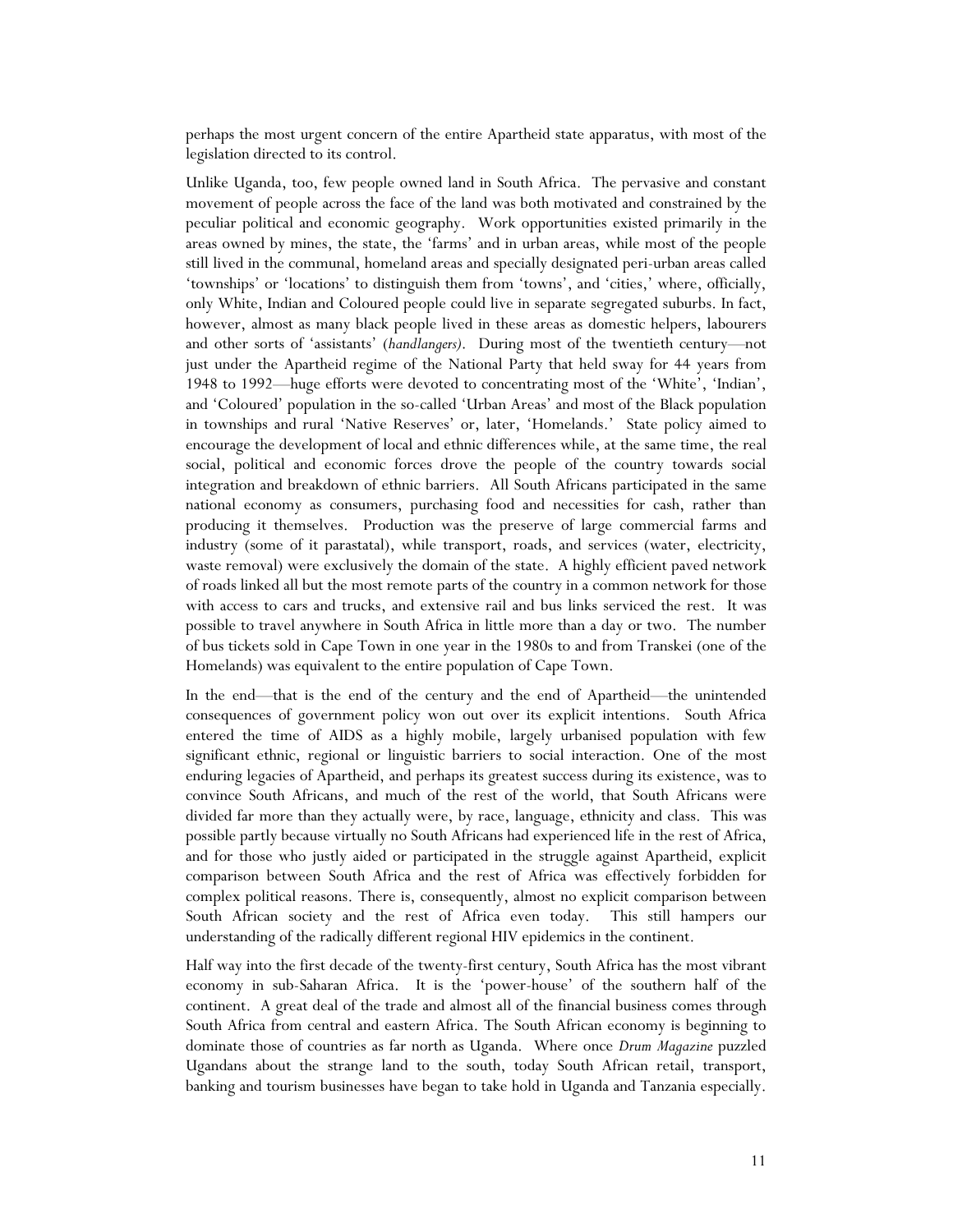perhaps the most urgent concern of the entire Apartheid state apparatus, with most of the legislation directed to its control.

Unlike Uganda, too, few people owned land in South Africa. The pervasive and constant movement of people across the face of the land was both motivated and constrained by the peculiar political and economic geography. Work opportunities existed primarily in the areas owned by mines, the state, the 'farms' and in urban areas, while most of the people still lived in the communal, homeland areas and specially designated peri-urban areas called 'townships' or 'locations' to distinguish them from 'towns', and 'cities,' where, officially, only White, Indian and Coloured people could live in separate segregated suburbs. In fact, however, almost as many black people lived in these areas as domestic helpers, labourers and other sorts of 'assistants' (*handlangers).* During most of the twentieth century—not just under the Apartheid regime of the National Party that held sway for 44 years from 1948 to 1992—huge efforts were devoted to concentrating most of the 'White', 'Indian', and 'Coloured' population in the so-called 'Urban Areas' and most of the Black population in townships and rural 'Native Reserves' or, later, 'Homelands.' State policy aimed to encourage the development of local and ethnic differences while, at the same time, the real social, political and economic forces drove the people of the country towards social integration and breakdown of ethnic barriers. All South Africans participated in the same national economy as consumers, purchasing food and necessities for cash, rather than producing it themselves. Production was the preserve of large commercial farms and industry (some of it parastatal), while transport, roads, and services (water, electricity, waste removal) were exclusively the domain of the state. A highly efficient paved network of roads linked all but the most remote parts of the country in a common network for those with access to cars and trucks, and extensive rail and bus links serviced the rest. It was possible to travel anywhere in South Africa in little more than a day or two. The number of bus tickets sold in Cape Town in one year in the 1980s to and from Transkei (one of the Homelands) was equivalent to the entire population of Cape Town.

In the end—that is the end of the century and the end of Apartheid—the unintended consequences of government policy won out over its explicit intentions. South Africa entered the time of AIDS as a highly mobile, largely urbanised population with few significant ethnic, regional or linguistic barriers to social interaction. One of the most enduring legacies of Apartheid, and perhaps its greatest success during its existence, was to convince South Africans, and much of the rest of the world, that South Africans were divided far more than they actually were, by race, language, ethnicity and class. This was possible partly because virtually no South Africans had experienced life in the rest of Africa, and for those who justly aided or participated in the struggle against Apartheid, explicit comparison between South Africa and the rest of Africa was effectively forbidden for complex political reasons. There is, consequently, almost no explicit comparison between South African society and the rest of Africa even today. This still hampers our understanding of the radically different regional HIV epidemics in the continent.

Half way into the first decade of the twenty-first century, South Africa has the most vibrant economy in sub-Saharan Africa. It is the 'power-house' of the southern half of the continent. A great deal of the trade and almost all of the financial business comes through South Africa from central and eastern Africa. The South African economy is beginning to dominate those of countries as far north as Uganda. Where once *Drum Magazine* puzzled Ugandans about the strange land to the south, today South African retail, transport, banking and tourism businesses have began to take hold in Uganda and Tanzania especially.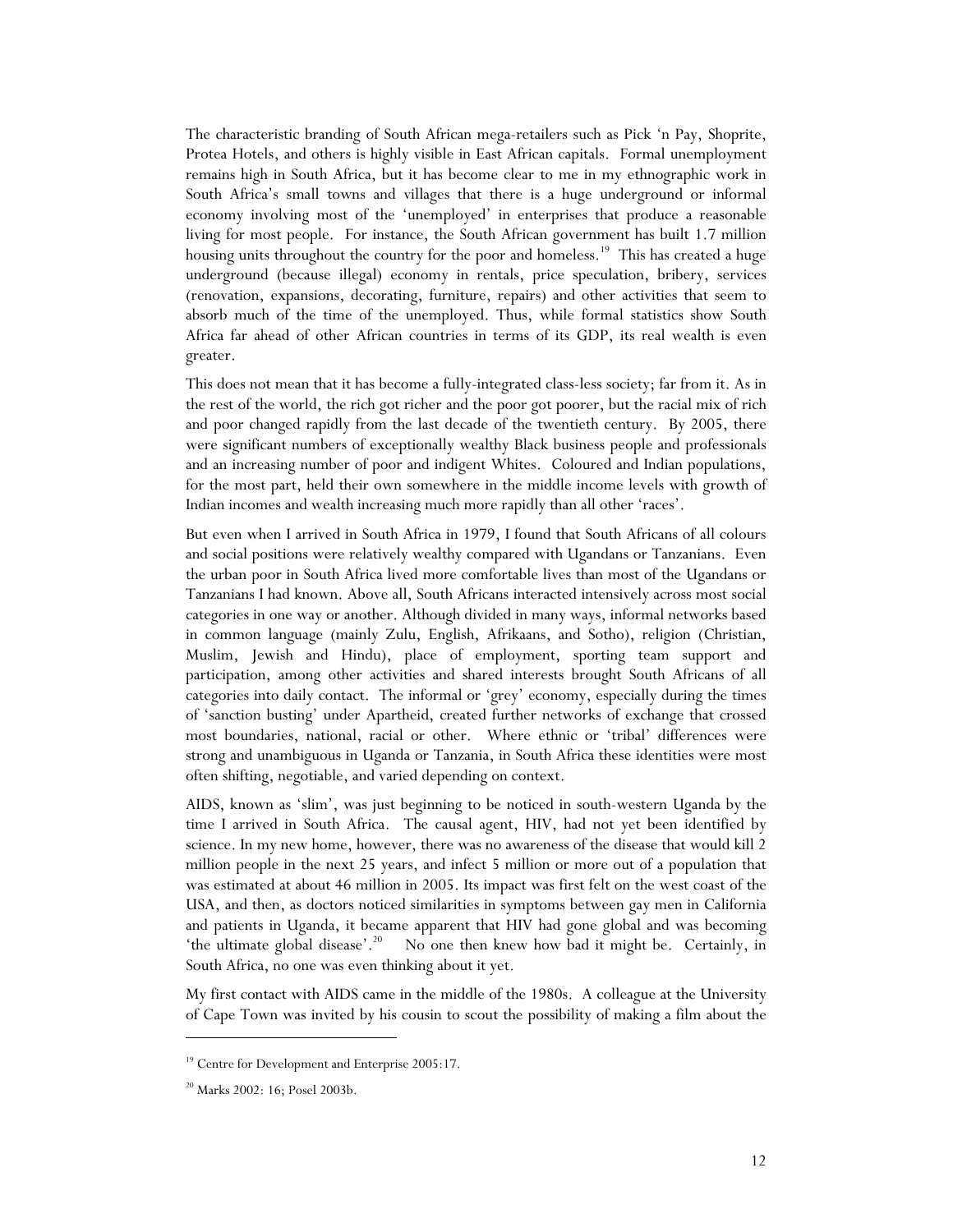The characteristic branding of South African mega-retailers such as Pick 'n Pay, Shoprite, Protea Hotels, and others is highly visible in East African capitals. Formal unemployment remains high in South Africa, but it has become clear to me in my ethnographic work in South Africa's small towns and villages that there is a huge underground or informal economy involving most of the 'unemployed' in enterprises that produce a reasonable living for most people. For instance, the South African government has built 1.7 million housing units throughout the country for the poor and homeless.[19] This has created a huge underground (because illegal) economy in rentals, price speculation, bribery, services (renovation, expansions, decorating, furniture, repairs) and other activities that seem to absorb much of the time of the unemployed. Thus, while formal statistics show South Africa far ahead of other African countries in terms of its GDP, its real wealth is even greater.

This does not mean that it has become a fully-integrated class-less society; far from it. As in the rest of the world, the rich got richer and the poor got poorer, but the racial mix of rich and poor changed rapidly from the last decade of the twentieth century. By 2005, there were significant numbers of exceptionally wealthy Black business people and professionals and an increasing number of poor and indigent Whites. Coloured and Indian populations, for the most part, held their own somewhere in the middle income levels with growth of Indian incomes and wealth increasing much more rapidly than all other 'races'.

But even when I arrived in South Africa in 1979, I found that South Africans of all colours and social positions were relatively wealthy compared with Ugandans or Tanzanians. Even the urban poor in South Africa lived more comfortable lives than most of the Ugandans or Tanzanians I had known. Above all, South Africans interacted intensively across most social categories in one way or another. Although divided in many ways, informal networks based in common language (mainly Zulu, English, Afrikaans, and Sotho), religion (Christian, Muslim, Jewish and Hindu), place of employment, sporting team support and participation, among other activities and shared interests brought South Africans of all categories into daily contact. The informal or 'grey' economy, especially during the times of 'sanction busting' under Apartheid, created further networks of exchange that crossed most boundaries, national, racial or other. Where ethnic or 'tribal' differences were strong and unambiguous in Uganda or Tanzania, in South Africa these identities were most often shifting, negotiable, and varied depending on context.

AIDS, known as 'slim', was just beginning to be noticed in south-western Uganda by the time I arrived in South Africa. The causal agent, HIV, had not yet been identified by science. In my new home, however, there was no awareness of the disease that would kill 2 million people in the next 25 years, and infect 5 million or more out of a population that was estimated at about 46 million in 2005. Its impact was first felt on the west coast of the USA, and then, as doctors noticed similarities in symptoms between gay men in California and patients in Uganda, it became apparent that HIV had gone global and was becoming 'the ultimate global disease'.[20] No one then knew how bad it might be. Certainly, in South Africa, no one was even thinking about it yet.

My first contact with AIDS came in the middle of the 1980s. A colleague at the University of Cape Town was invited by his cousin to scout the possibility of making a film about the

---

[19] Centre for Development and Enterprise 2005:17.

[20] Marks 2002: 16; Posel 2003b.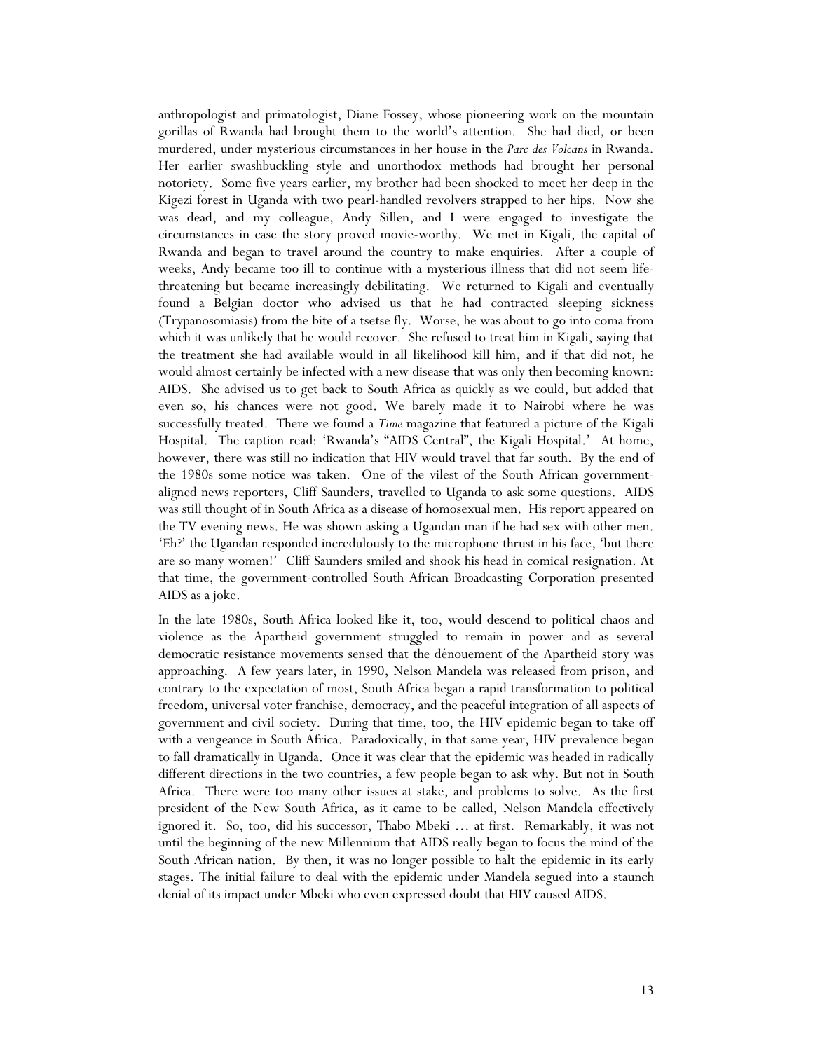anthropologist and primatologist, Diane Fossey, whose pioneering work on the mountain gorillas of Rwanda had brought them to the world's attention. She had died, or been murdered, under mysterious circumstances in her house in the *Parc des Volcans* in Rwanda. Her earlier swashbuckling style and unorthodox methods had brought her personal notoriety. Some five years earlier, my brother had been shocked to meet her deep in the Kigezi forest in Uganda with two pearl-handled revolvers strapped to her hips. Now she was dead, and my colleague, Andy Sillen, and I were engaged to investigate the circumstances in case the story proved movie-worthy. We met in Kigali, the capital of Rwanda and began to travel around the country to make enquiries. After a couple of weeks, Andy became too ill to continue with a mysterious illness that did not seem life-threatening but became increasingly debilitating. We returned to Kigali and eventually found a Belgian doctor who advised us that he had contracted sleeping sickness (Trypanosomiasis) from the bite of a tsetse fly. Worse, he was about to go into coma from which it was unlikely that he would recover. She refused to treat him in Kigali, saying that the treatment she had available would in all likelihood kill him, and if that did not, he would almost certainly be infected with a new disease that was only then becoming known: AIDS. She advised us to get back to South Africa as quickly as we could, but added that even so, his chances were not good. We barely made it to Nairobi where he was successfully treated. There we found a *Time* magazine that featured a picture of the Kigali Hospital. The caption read: 'Rwanda's "AIDS Central", the Kigali Hospital.' At home, however, there was still no indication that HIV would travel that far south. By the end of the 1980s some notice was taken. One of the vilest of the South African government-aligned news reporters, Cliff Saunders, travelled to Uganda to ask some questions. AIDS was still thought of in South Africa as a disease of homosexual men. His report appeared on the TV evening news. He was shown asking a Ugandan man if he had sex with other men. 'Eh?' the Ugandan responded incredulously to the microphone thrust in his face, 'but there are so many women!' Cliff Saunders smiled and shook his head in comical resignation. At that time, the government-controlled South African Broadcasting Corporation presented AIDS as a joke.

In the late 1980s, South Africa looked like it, too, would descend to political chaos and violence as the Apartheid government struggled to remain in power and as several democratic resistance movements sensed that the dénouement of the Apartheid story was approaching. A few years later, in 1990, Nelson Mandela was released from prison, and contrary to the expectation of most, South Africa began a rapid transformation to political freedom, universal voter franchise, democracy, and the peaceful integration of all aspects of government and civil society. During that time, too, the HIV epidemic began to take off with a vengeance in South Africa. Paradoxically, in that same year, HIV prevalence began to fall dramatically in Uganda. Once it was clear that the epidemic was headed in radically different directions in the two countries, a few people began to ask why. But not in South Africa. There were too many other issues at stake, and problems to solve. As the first president of the New South Africa, as it came to be called, Nelson Mandela effectively ignored it. So, too, did his successor, Thabo Mbeki … at first. Remarkably, it was not until the beginning of the new Millennium that AIDS really began to focus the mind of the South African nation. By then, it was no longer possible to halt the epidemic in its early stages. The initial failure to deal with the epidemic under Mandela segued into a staunch denial of its impact under Mbeki who even expressed doubt that HIV caused AIDS.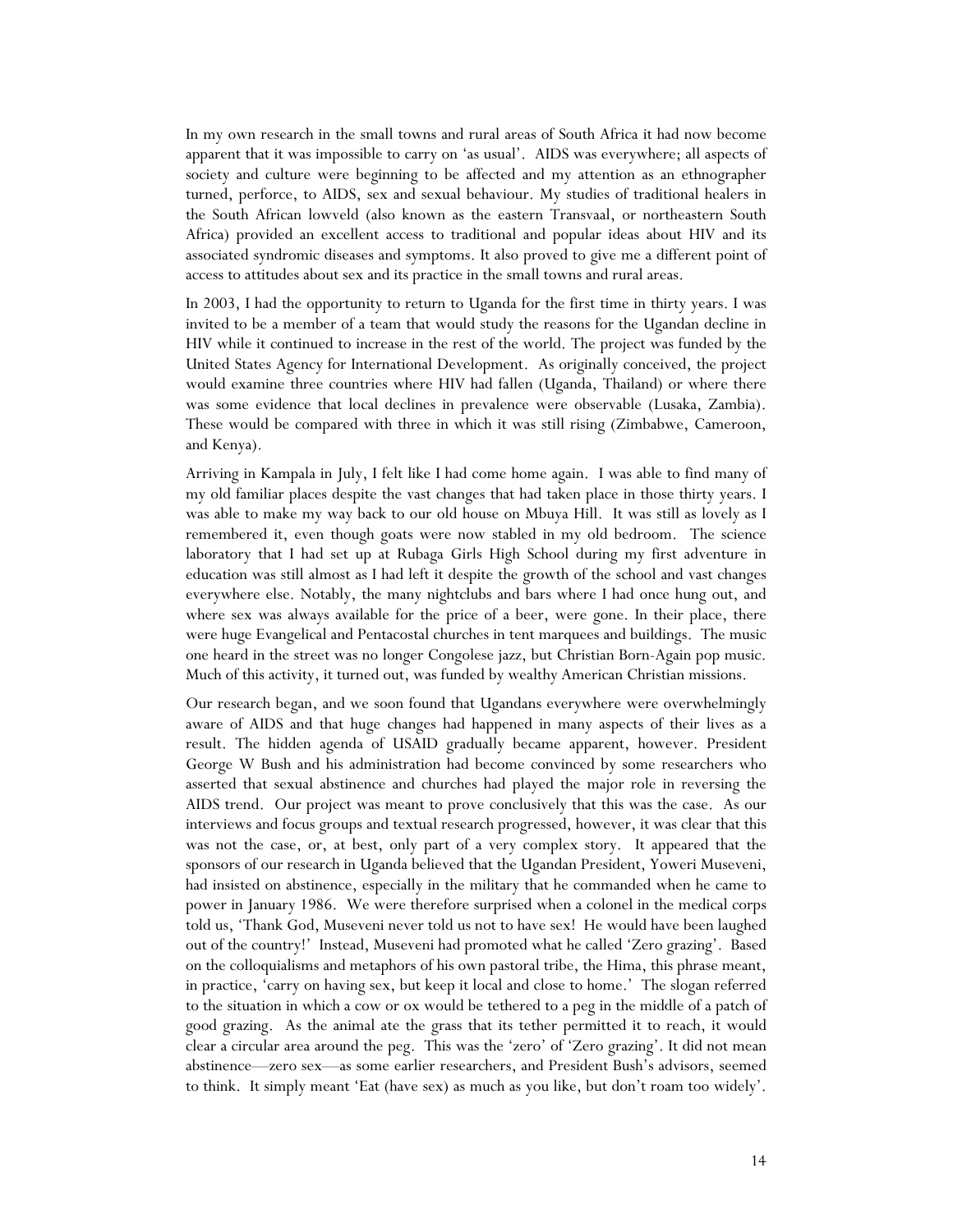In my own research in the small towns and rural areas of South Africa it had now become apparent that it was impossible to carry on 'as usual'. AIDS was everywhere; all aspects of society and culture were beginning to be affected and my attention as an ethnographer turned, perforce, to AIDS, sex and sexual behaviour. My studies of traditional healers in the South African lowveld (also known as the eastern Transvaal, or northeastern South Africa) provided an excellent access to traditional and popular ideas about HIV and its associated syndromic diseases and symptoms. It also proved to give me a different point of access to attitudes about sex and its practice in the small towns and rural areas.

In 2003, I had the opportunity to return to Uganda for the first time in thirty years. I was invited to be a member of a team that would study the reasons for the Ugandan decline in HIV while it continued to increase in the rest of the world. The project was funded by the United States Agency for International Development. As originally conceived, the project would examine three countries where HIV had fallen (Uganda, Thailand) or where there was some evidence that local declines in prevalence were observable (Lusaka, Zambia). These would be compared with three in which it was still rising (Zimbabwe, Cameroon, and Kenya).

Arriving in Kampala in July, I felt like I had come home again. I was able to find many of my old familiar places despite the vast changes that had taken place in those thirty years. I was able to make my way back to our old house on Mbuya Hill. It was still as lovely as I remembered it, even though goats were now stabled in my old bedroom. The science laboratory that I had set up at Rubaga Girls High School during my first adventure in education was still almost as I had left it despite the growth of the school and vast changes everywhere else. Notably, the many nightclubs and bars where I had once hung out, and where sex was always available for the price of a beer, were gone. In their place, there were huge Evangelical and Pentacostal churches in tent marquees and buildings. The music one heard in the street was no longer Congolese jazz, but Christian Born-Again pop music. Much of this activity, it turned out, was funded by wealthy American Christian missions.

Our research began, and we soon found that Ugandans everywhere were overwhelmingly aware of AIDS and that huge changes had happened in many aspects of their lives as a result. The hidden agenda of USAID gradually became apparent, however. President George W Bush and his administration had become convinced by some researchers who asserted that sexual abstinence and churches had played the major role in reversing the AIDS trend. Our project was meant to prove conclusively that this was the case. As our interviews and focus groups and textual research progressed, however, it was clear that this was not the case, or, at best, only part of a very complex story. It appeared that the sponsors of our research in Uganda believed that the Ugandan President, Yoweri Museveni, had insisted on abstinence, especially in the military that he commanded when he came to power in January 1986. We were therefore surprised when a colonel in the medical corps told us, 'Thank God, Museveni never told us not to have sex! He would have been laughed out of the country!' Instead, Museveni had promoted what he called 'Zero grazing'. Based on the colloquialisms and metaphors of his own pastoral tribe, the Hima, this phrase meant, in practice, 'carry on having sex, but keep it local and close to home.' The slogan referred to the situation in which a cow or ox would be tethered to a peg in the middle of a patch of good grazing. As the animal ate the grass that its tether permitted it to reach, it would clear a circular area around the peg. This was the 'zero' of 'Zero grazing'. It did not mean abstinence—zero sex—as some earlier researchers, and President Bush's advisors, seemed to think. It simply meant 'Eat (have sex) as much as you like, but don't roam too widely'.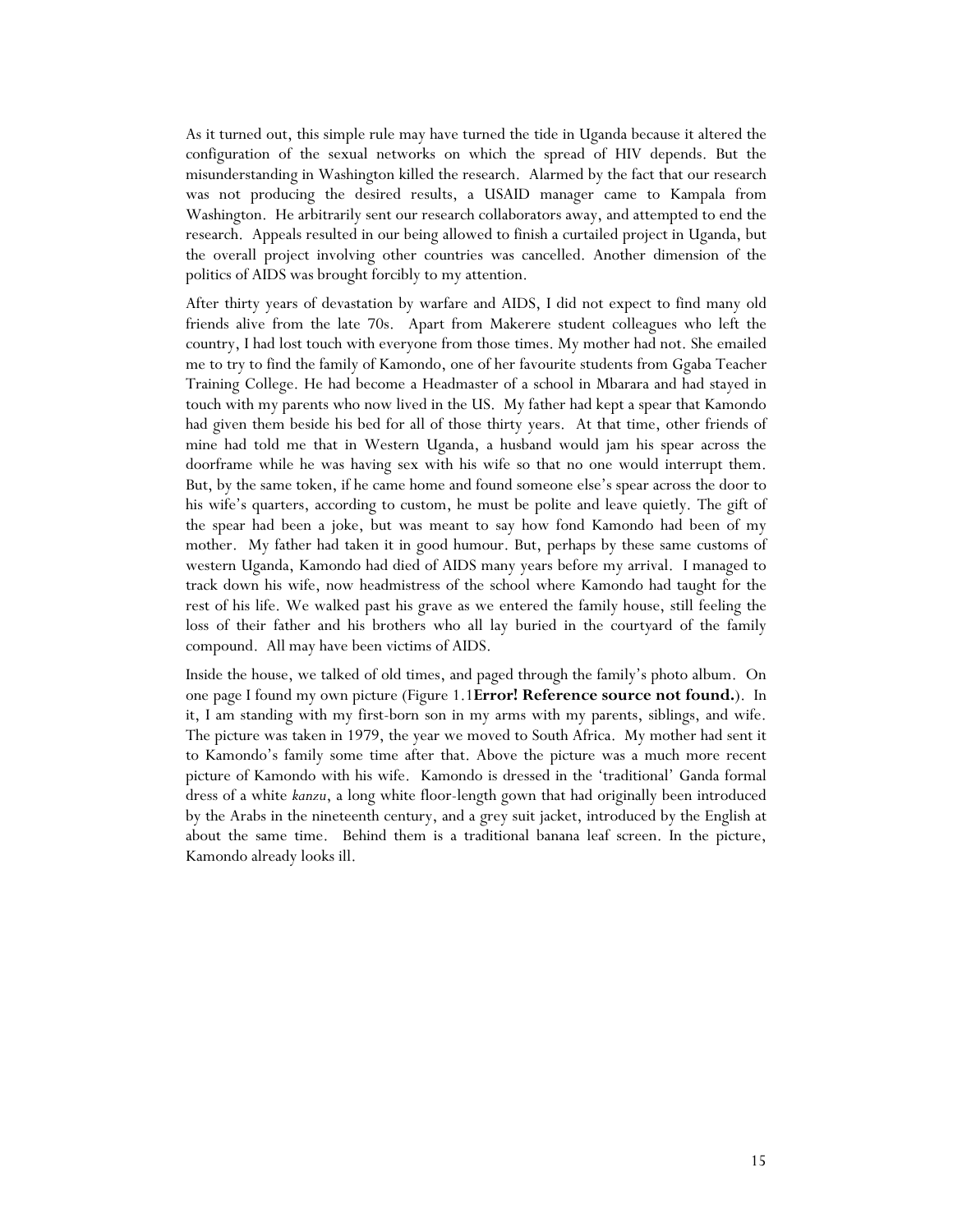As it turned out, this simple rule may have turned the tide in Uganda because it altered the configuration of the sexual networks on which the spread of HIV depends. But the misunderstanding in Washington killed the research. Alarmed by the fact that our research was not producing the desired results, a USAID manager came to Kampala from Washington. He arbitrarily sent our research collaborators away, and attempted to end the research. Appeals resulted in our being allowed to finish a curtailed project in Uganda, but the overall project involving other countries was cancelled. Another dimension of the politics of AIDS was brought forcibly to my attention.

After thirty years of devastation by warfare and AIDS, I did not expect to find many old friends alive from the late 70s. Apart from Makerere student colleagues who left the country, I had lost touch with everyone from those times. My mother had not. She emailed me to try to find the family of Kamondo, one of her favourite students from Ggaba Teacher Training College. He had become a Headmaster of a school in Mbarara and had stayed in touch with my parents who now lived in the US. My father had kept a spear that Kamondo had given them beside his bed for all of those thirty years. At that time, other friends of mine had told me that in Western Uganda, a husband would jam his spear across the doorframe while he was having sex with his wife so that no one would interrupt them. But, by the same token, if he came home and found someone else's spear across the door to his wife's quarters, according to custom, he must be polite and leave quietly. The gift of the spear had been a joke, but was meant to say how fond Kamondo had been of my mother. My father had taken it in good humour. But, perhaps by these same customs of western Uganda, Kamondo had died of AIDS many years before my arrival. I managed to track down his wife, now headmistress of the school where Kamondo had taught for the rest of his life. We walked past his grave as we entered the family house, still feeling the loss of their father and his brothers who all lay buried in the courtyard of the family compound. All may have been victims of AIDS.

Inside the house, we talked of old times, and paged through the family's photo album. On one page I found my own picture (Figure 1.1**Error! Reference source not found.**). In it, I am standing with my first-born son in my arms with my parents, siblings, and wife. The picture was taken in 1979, the year we moved to South Africa. My mother had sent it to Kamondo's family some time after that. Above the picture was a much more recent picture of Kamondo with his wife. Kamondo is dressed in the 'traditional' Ganda formal dress of a white *kanzu*, a long white floor-length gown that had originally been introduced by the Arabs in the nineteenth century, and a grey suit jacket, introduced by the English at about the same time. Behind them is a traditional banana leaf screen. In the picture, Kamondo already looks ill.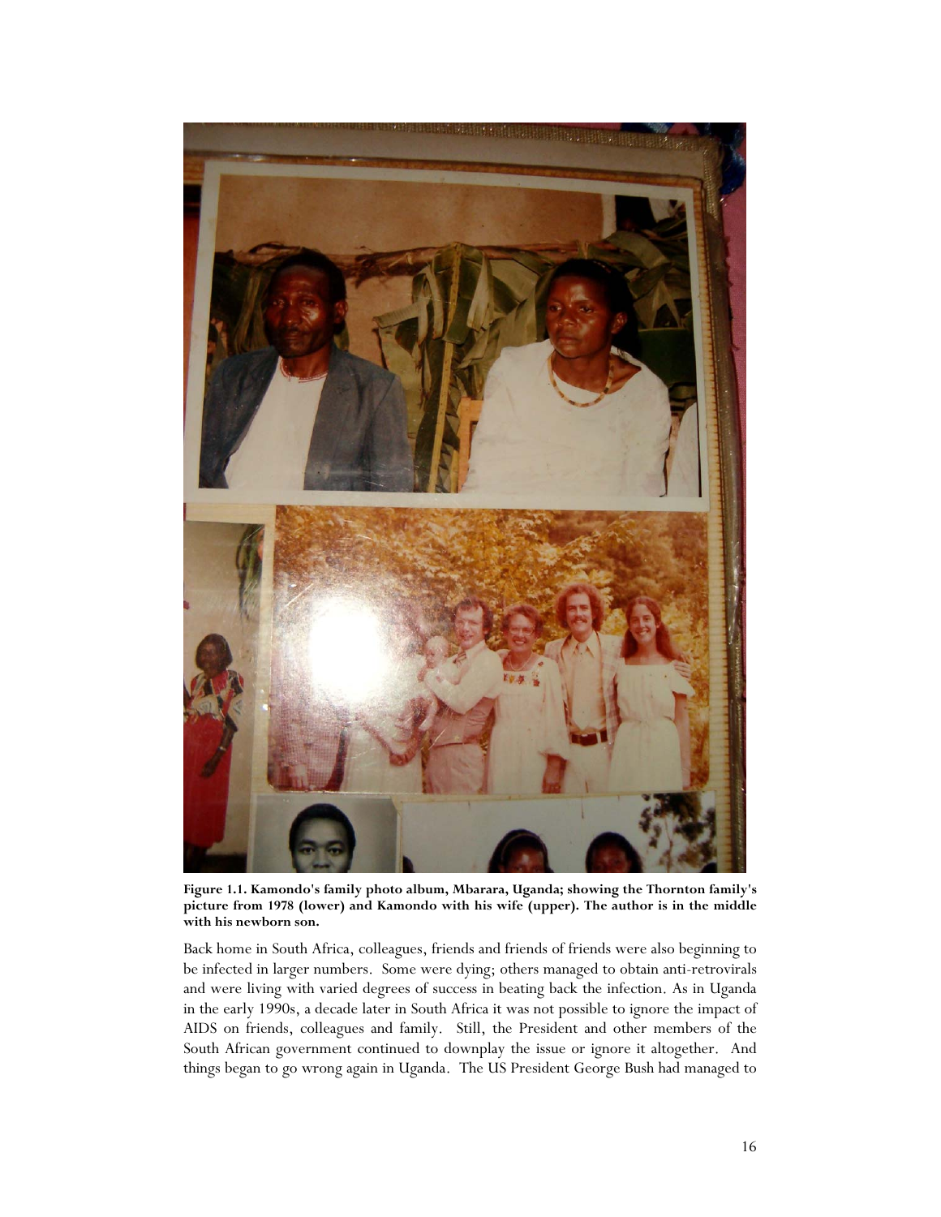**Figure 1.1. Kamondo's family photo album, Mbarara, Uganda; showing the Thornton family's picture from 1978 (lower) and Kamondo with his wife (upper). The author is in the middle with his newborn son.**

Back home in South Africa, colleagues, friends and friends of friends were also beginning to be infected in larger numbers. Some were dying; others managed to obtain anti-retrovirals and were living with varied degrees of success in beating back the infection. As in Uganda in the early 1990s, a decade later in South Africa it was not possible to ignore the impact of AIDS on friends, colleagues and family. Still, the President and other members of the South African government continued to downplay the issue or ignore it altogether. And things began to go wrong again in Uganda. The US President George Bush had managed to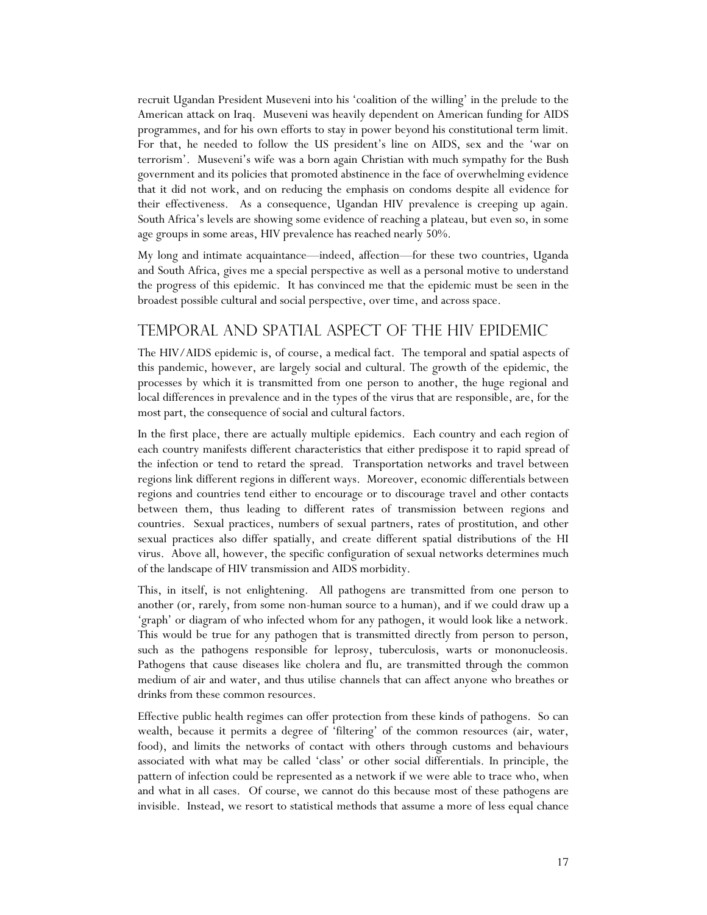recruit Ugandan President Museveni into his 'coalition of the willing' in the prelude to the American attack on Iraq. Museveni was heavily dependent on American funding for AIDS programmes, and for his own efforts to stay in power beyond his constitutional term limit. For that, he needed to follow the US president's line on AIDS, sex and the 'war on terrorism'. Museveni's wife was a born again Christian with much sympathy for the Bush government and its policies that promoted abstinence in the face of overwhelming evidence that it did not work, and on reducing the emphasis on condoms despite all evidence for their effectiveness. As a consequence, Ugandan HIV prevalence is creeping up again. South Africa's levels are showing some evidence of reaching a plateau, but even so, in some age groups in some areas, HIV prevalence has reached nearly 50%.

My long and intimate acquaintance—indeed, affection—for these two countries, Uganda and South Africa, gives me a special perspective as well as a personal motive to understand the progress of this epidemic. It has convinced me that the epidemic must be seen in the broadest possible cultural and social perspective, over time, and across space.

## Temporal and Spatial Aspect of the HIV Epidemic

The HIV/AIDS epidemic is, of course, a medical fact. The temporal and spatial aspects of this pandemic, however, are largely social and cultural. The growth of the epidemic, the processes by which it is transmitted from one person to another, the huge regional and local differences in prevalence and in the types of the virus that are responsible, are, for the most part, the consequence of social and cultural factors.

In the first place, there are actually multiple epidemics. Each country and each region of each country manifests different characteristics that either predispose it to rapid spread of the infection or tend to retard the spread. Transportation networks and travel between regions link different regions in different ways. Moreover, economic differentials between regions and countries tend either to encourage or to discourage travel and other contacts between them, thus leading to different rates of transmission between regions and countries. Sexual practices, numbers of sexual partners, rates of prostitution, and other sexual practices also differ spatially, and create different spatial distributions of the HI virus. Above all, however, the specific configuration of sexual networks determines much of the landscape of HIV transmission and AIDS morbidity.

This, in itself, is not enlightening. All pathogens are transmitted from one person to another (or, rarely, from some non-human source to a human), and if we could draw up a 'graph' or diagram of who infected whom for any pathogen, it would look like a network. This would be true for any pathogen that is transmitted directly from person to person, such as the pathogens responsible for leprosy, tuberculosis, warts or mononucleosis. Pathogens that cause diseases like cholera and flu, are transmitted through the common medium of air and water, and thus utilise channels that can affect anyone who breathes or drinks from these common resources.

Effective public health regimes can offer protection from these kinds of pathogens. So can wealth, because it permits a degree of 'filtering' of the common resources (air, water, food), and limits the networks of contact with others through customs and behaviours associated with what may be called 'class' or other social differentials. In principle, the pattern of infection could be represented as a network if we were able to trace who, when and what in all cases. Of course, we cannot do this because most of these pathogens are invisible. Instead, we resort to statistical methods that assume a more of less equal chance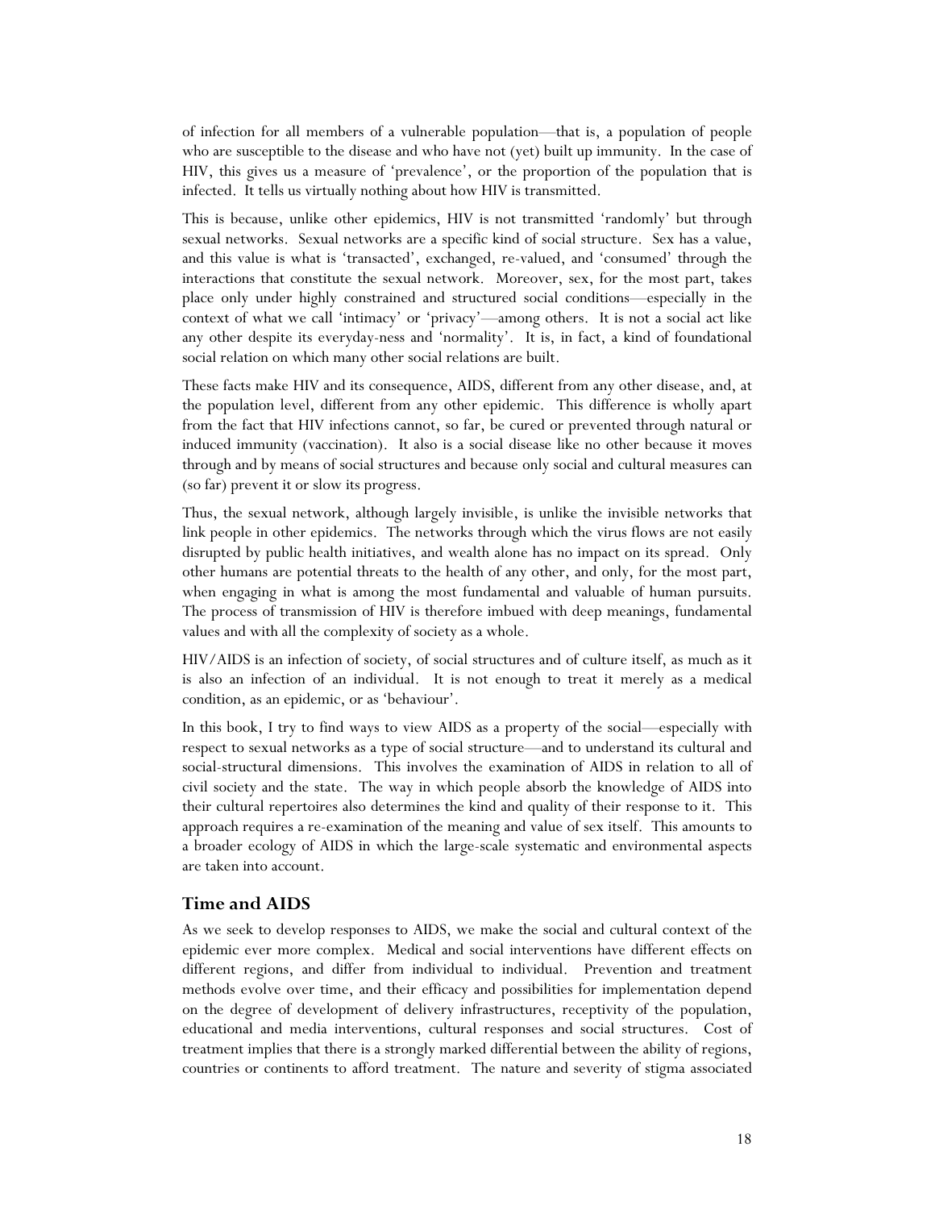of infection for all members of a vulnerable population—that is, a population of people who are susceptible to the disease and who have not (yet) built up immunity. In the case of HIV, this gives us a measure of 'prevalence', or the proportion of the population that is infected. It tells us virtually nothing about how HIV is transmitted.

This is because, unlike other epidemics, HIV is not transmitted 'randomly' but through sexual networks. Sexual networks are a specific kind of social structure. Sex has a value, and this value is what is 'transacted', exchanged, re-valued, and 'consumed' through the interactions that constitute the sexual network. Moreover, sex, for the most part, takes place only under highly constrained and structured social conditions—especially in the context of what we call 'intimacy' or 'privacy'—among others. It is not a social act like any other despite its everyday-ness and 'normality'. It is, in fact, a kind of foundational social relation on which many other social relations are built.

These facts make HIV and its consequence, AIDS, different from any other disease, and, at the population level, different from any other epidemic. This difference is wholly apart from the fact that HIV infections cannot, so far, be cured or prevented through natural or induced immunity (vaccination). It also is a social disease like no other because it moves through and by means of social structures and because only social and cultural measures can (so far) prevent it or slow its progress.

Thus, the sexual network, although largely invisible, is unlike the invisible networks that link people in other epidemics. The networks through which the virus flows are not easily disrupted by public health initiatives, and wealth alone has no impact on its spread. Only other humans are potential threats to the health of any other, and only, for the most part, when engaging in what is among the most fundamental and valuable of human pursuits. The process of transmission of HIV is therefore imbued with deep meanings, fundamental values and with all the complexity of society as a whole.

HIV/AIDS is an infection of society, of social structures and of culture itself, as much as it is also an infection of an individual. It is not enough to treat it merely as a medical condition, as an epidemic, or as 'behaviour'.

In this book, I try to find ways to view AIDS as a property of the social—especially with respect to sexual networks as a type of social structure—and to understand its cultural and social-structural dimensions. This involves the examination of AIDS in relation to all of civil society and the state. The way in which people absorb the knowledge of AIDS into their cultural repertoires also determines the kind and quality of their response to it. This approach requires a re-examination of the meaning and value of sex itself. This amounts to a broader ecology of AIDS in which the large-scale systematic and environmental aspects are taken into account.

## Time and AIDS

As we seek to develop responses to AIDS, we make the social and cultural context of the epidemic ever more complex. Medical and social interventions have different effects on different regions, and differ from individual to individual. Prevention and treatment methods evolve over time, and their efficacy and possibilities for implementation depend on the degree of development of delivery infrastructures, receptivity of the population, educational and media interventions, cultural responses and social structures. Cost of treatment implies that there is a strongly marked differential between the ability of regions, countries or continents to afford treatment. The nature and severity of stigma associated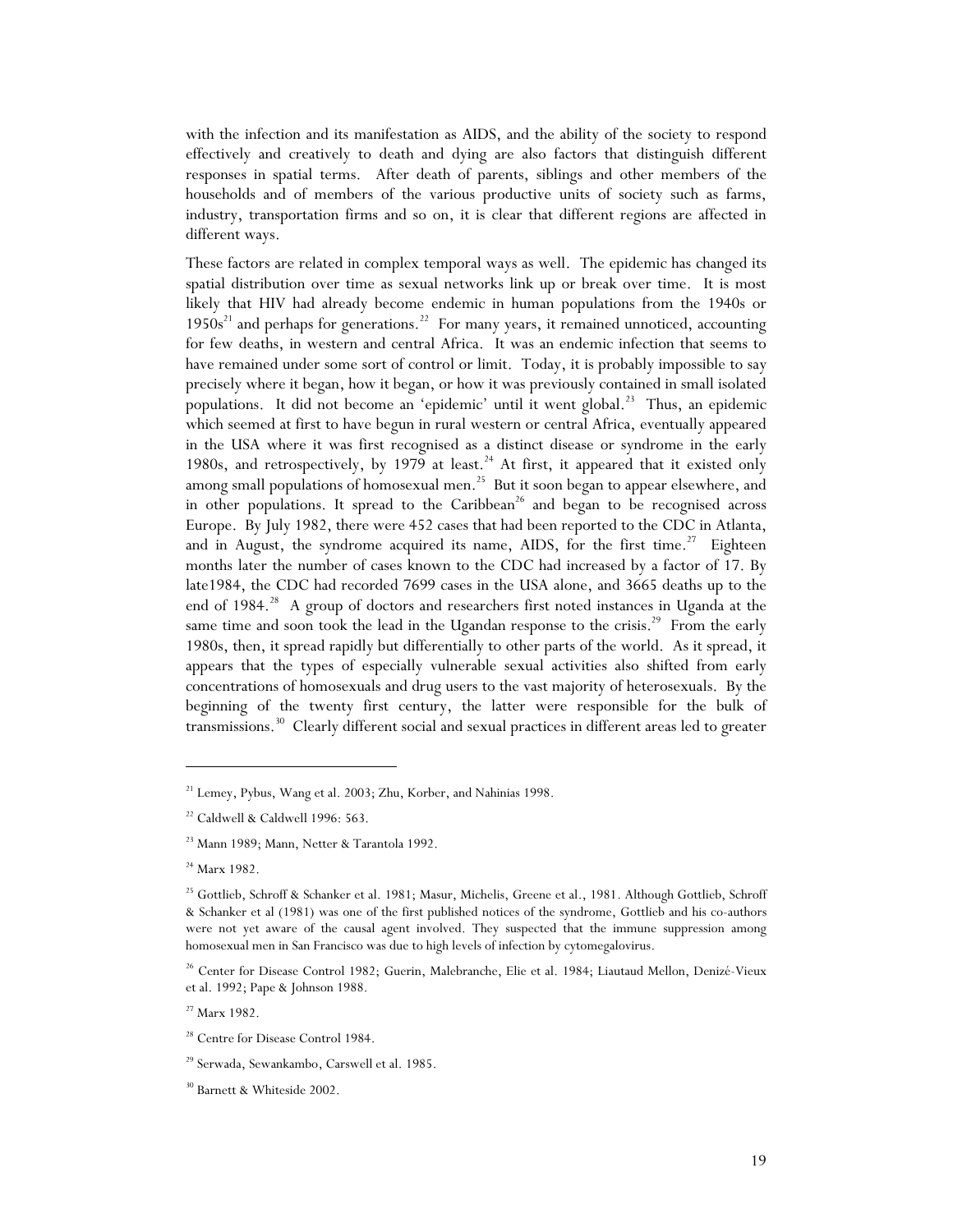with the infection and its manifestation as AIDS, and the ability of the society to respond effectively and creatively to death and dying are also factors that distinguish different responses in spatial terms. After death of parents, siblings and other members of the households and of members of the various productive units of society such as farms, industry, transportation firms and so on, it is clear that different regions are affected in different ways.

These factors are related in complex temporal ways as well. The epidemic has changed its spatial distribution over time as sexual networks link up or break over time. It is most likely that HIV had already become endemic in human populations from the 1940s or 1950s[21] and perhaps for generations.[22] For many years, it remained unnoticed, accounting for few deaths, in western and central Africa. It was an endemic infection that seems to have remained under some sort of control or limit. Today, it is probably impossible to say precisely where it began, how it began, or how it was previously contained in small isolated populations. It did not become an 'epidemic' until it went global.[23] Thus, an epidemic which seemed at first to have begun in rural western or central Africa, eventually appeared in the USA where it was first recognised as a distinct disease or syndrome in the early 1980s, and retrospectively, by 1979 at least.[24] At first, it appeared that it existed only among small populations of homosexual men.[25] But it soon began to appear elsewhere, and in other populations. It spread to the Caribbean[26] and began to be recognised across Europe. By July 1982, there were 452 cases that had been reported to the CDC in Atlanta, and in August, the syndrome acquired its name, AIDS, for the first time.[27] Eighteen months later the number of cases known to the CDC had increased by a factor of 17. By late1984, the CDC had recorded 7699 cases in the USA alone, and 3665 deaths up to the end of 1984.[28] A group of doctors and researchers first noted instances in Uganda at the same time and soon took the lead in the Ugandan response to the crisis.[29] From the early 1980s, then, it spread rapidly but differentially to other parts of the world. As it spread, it appears that the types of especially vulnerable sexual activities also shifted from early concentrations of homosexuals and drug users to the vast majority of heterosexuals. By the beginning of the twenty first century, the latter were responsible for the bulk of transmissions.[30] Clearly different social and sexual practices in different areas led to greater

---

[21] Lemey, Pybus, Wang et al. 2003; Zhu, Korber, and Nahinias 1998.

[22] Caldwell & Caldwell 1996: 563.

[23] Mann 1989; Mann, Netter & Tarantola 1992.

[24] Marx 1982.

[25] Gottlieb, Schroff & Schanker et al. 1981; Masur, Michelis, Greene et al., 1981. Although Gottlieb, Schroff & Schanker et al (1981) was one of the first published notices of the syndrome, Gottlieb and his co-authors were not yet aware of the causal agent involved. They suspected that the immune suppression among homosexual men in San Francisco was due to high levels of infection by cytomegalovirus.

[26] Center for Disease Control 1982; Guerin, Malebranche, Elie et al. 1984; Liautaud Mellon, Denizé-Vieux et al. 1992; Pape & Johnson 1988.

[27] Marx 1982.

[28] Centre for Disease Control 1984.

[29] Serwada, Sewankambo, Carswell et al. 1985.

[30] Barnett & Whiteside 2002.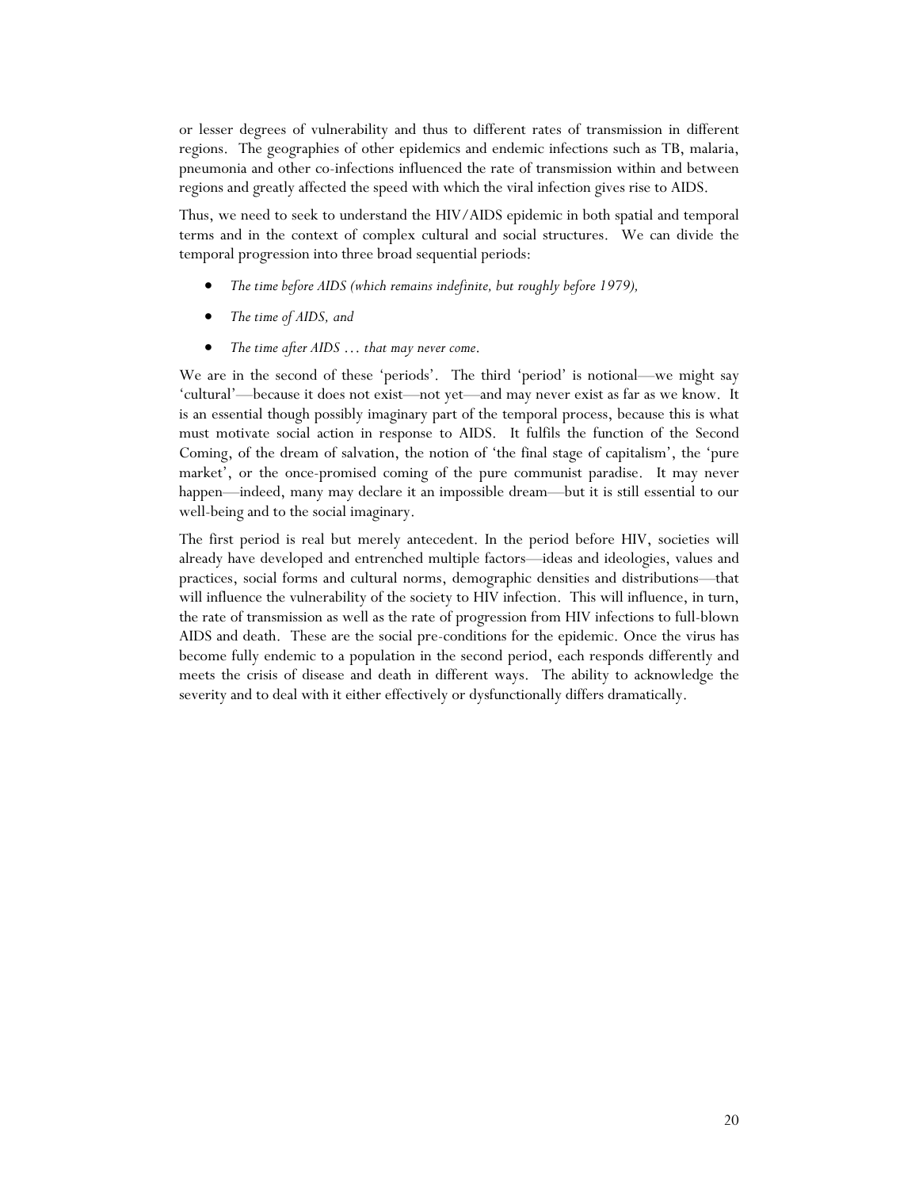or lesser degrees of vulnerability and thus to different rates of transmission in different regions. The geographies of other epidemics and endemic infections such as TB, malaria, pneumonia and other co-infections influenced the rate of transmission within and between regions and greatly affected the speed with which the viral infection gives rise to AIDS.

Thus, we need to seek to understand the HIV/AIDS epidemic in both spatial and temporal terms and in the context of complex cultural and social structures. We can divide the temporal progression into three broad sequential periods:

- *The time before AIDS (which remains indefinite, but roughly before 1979),*
- *The time of AIDS, and*
- *The time after AIDS … that may never come.*

We are in the second of these 'periods'. The third 'period' is notional—we might say 'cultural'—because it does not exist—not yet—and may never exist as far as we know. It is an essential though possibly imaginary part of the temporal process, because this is what must motivate social action in response to AIDS. It fulfils the function of the Second Coming, of the dream of salvation, the notion of 'the final stage of capitalism', the 'pure market', or the once-promised coming of the pure communist paradise. It may never happen—indeed, many may declare it an impossible dream—but it is still essential to our well-being and to the social imaginary.

The first period is real but merely antecedent. In the period before HIV, societies will already have developed and entrenched multiple factors—ideas and ideologies, values and practices, social forms and cultural norms, demographic densities and distributions—that will influence the vulnerability of the society to HIV infection. This will influence, in turn, the rate of transmission as well as the rate of progression from HIV infections to full-blown AIDS and death. These are the social pre-conditions for the epidemic. Once the virus has become fully endemic to a population in the second period, each responds differently and meets the crisis of disease and death in different ways. The ability to acknowledge the severity and to deal with it either effectively or dysfunctionally differs dramatically.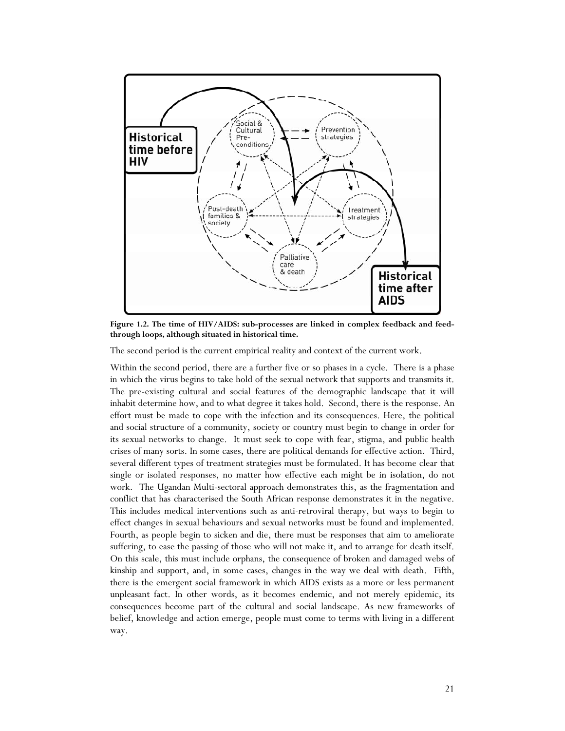**Figure 1.2. The time of HIV/AIDS: sub-processes are linked in complex feedback and feed-through loops, although situated in historical time.**

The second period is the current empirical reality and context of the current work.

Within the second period, there are a further five or so phases in a cycle. There is a phase in which the virus begins to take hold of the sexual network that supports and transmits it. The pre-existing cultural and social features of the demographic landscape that it will inhabit determine how, and to what degree it takes hold. Second, there is the response. An effort must be made to cope with the infection and its consequences. Here, the political and social structure of a community, society or country must begin to change in order for its sexual networks to change. It must seek to cope with fear, stigma, and public health crises of many sorts. In some cases, there are political demands for effective action. Third, several different types of treatment strategies must be formulated. It has become clear that single or isolated responses, no matter how effective each might be in isolation, do not work. The Ugandan Multi-sectoral approach demonstrates this, as the fragmentation and conflict that has characterised the South African response demonstrates it in the negative. This includes medical interventions such as anti-retroviral therapy, but ways to begin to effect changes in sexual behaviours and sexual networks must be found and implemented. Fourth, as people begin to sicken and die, there must be responses that aim to ameliorate suffering, to ease the passing of those who will not make it, and to arrange for death itself. On this scale, this must include orphans, the consequence of broken and damaged webs of kinship and support, and, in some cases, changes in the way we deal with death. Fifth, there is the emergent social framework in which AIDS exists as a more or less permanent unpleasant fact. In other words, as it becomes endemic, and not merely epidemic, its consequences become part of the cultural and social landscape. As new frameworks of belief, knowledge and action emerge, people must come to terms with living in a different way.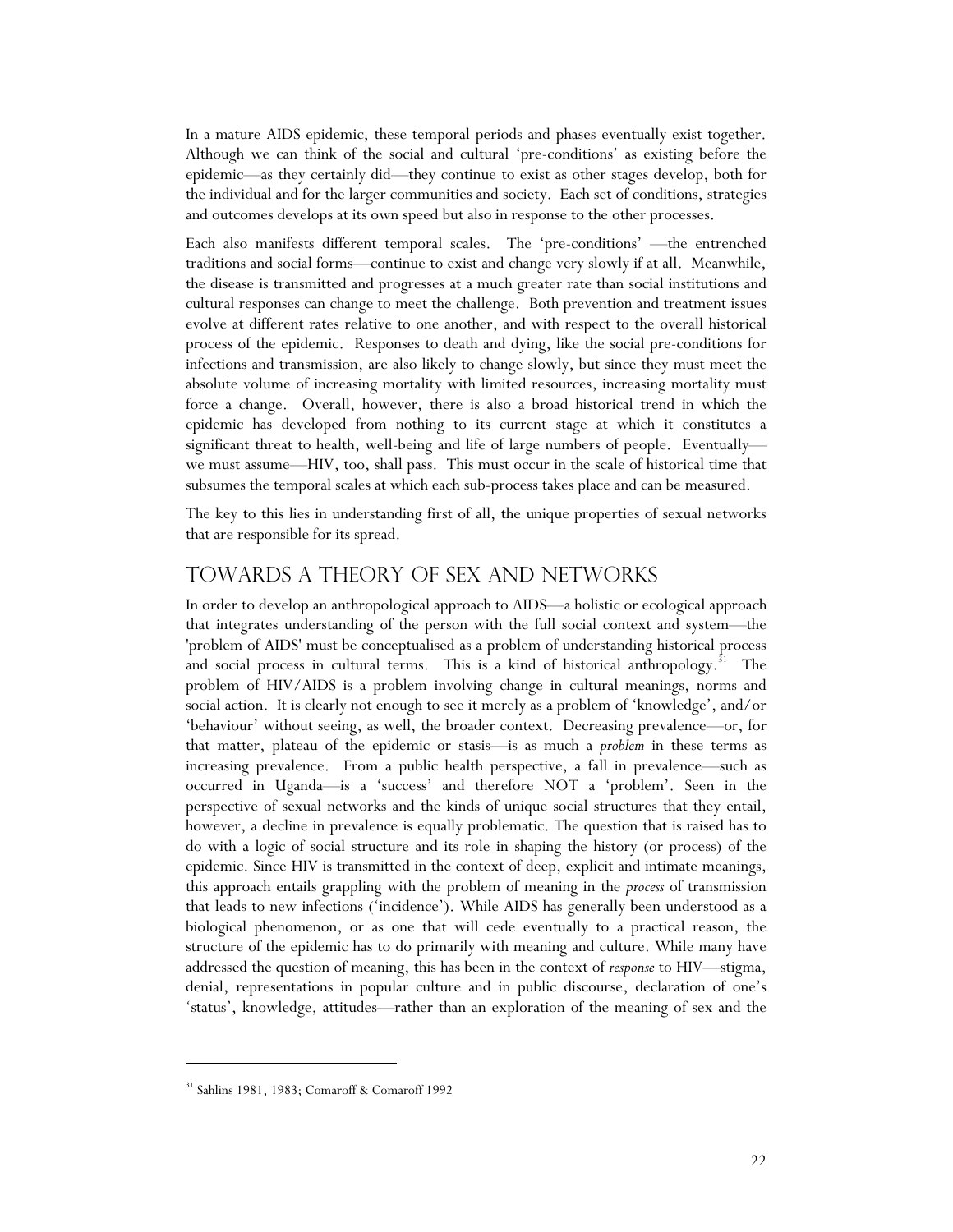In a mature AIDS epidemic, these temporal periods and phases eventually exist together. Although we can think of the social and cultural 'pre-conditions' as existing before the epidemic—as they certainly did—they continue to exist as other stages develop, both for the individual and for the larger communities and society. Each set of conditions, strategies and outcomes develops at its own speed but also in response to the other processes.

Each also manifests different temporal scales. The 'pre-conditions' —the entrenched traditions and social forms—continue to exist and change very slowly if at all. Meanwhile, the disease is transmitted and progresses at a much greater rate than social institutions and cultural responses can change to meet the challenge. Both prevention and treatment issues evolve at different rates relative to one another, and with respect to the overall historical process of the epidemic. Responses to death and dying, like the social pre-conditions for infections and transmission, are also likely to change slowly, but since they must meet the absolute volume of increasing mortality with limited resources, increasing mortality must force a change. Overall, however, there is also a broad historical trend in which the epidemic has developed from nothing to its current stage at which it constitutes a significant threat to health, well-being and life of large numbers of people. Eventually—we must assume—HIV, too, shall pass. This must occur in the scale of historical time that subsumes the temporal scales at which each sub-process takes place and can be measured.

The key to this lies in understanding first of all, the unique properties of sexual networks that are responsible for its spread.

## TOWARDS A THEORY OF SEX AND NETWORKS

In order to develop an anthropological approach to AIDS—a holistic or ecological approach that integrates understanding of the person with the full social context and system—the 'problem of AIDS' must be conceptualised as a problem of understanding historical process and social process in cultural terms. This is a kind of historical anthropology.[31] The problem of HIV/AIDS is a problem involving change in cultural meanings, norms and social action. It is clearly not enough to see it merely as a problem of 'knowledge', and/or 'behaviour' without seeing, as well, the broader context. Decreasing prevalence—or, for that matter, plateau of the epidemic or stasis—is as much a *problem* in these terms as increasing prevalence. From a public health perspective, a fall in prevalence—such as occurred in Uganda—is a 'success' and therefore NOT a 'problem'. Seen in the perspective of sexual networks and the kinds of unique social structures that they entail, however, a decline in prevalence is equally problematic. The question that is raised has to do with a logic of social structure and its role in shaping the history (or process) of the epidemic. Since HIV is transmitted in the context of deep, explicit and intimate meanings, this approach entails grappling with the problem of meaning in the *process* of transmission that leads to new infections ('incidence'). While AIDS has generally been understood as a biological phenomenon, or as one that will cede eventually to a practical reason, the structure of the epidemic has to do primarily with meaning and culture. While many have addressed the question of meaning, this has been in the context of *response* to HIV—stigma, denial, representations in popular culture and in public discourse, declaration of one's 'status', knowledge, attitudes—rather than an exploration of the meaning of sex and the

---

[31] Sahlins 1981, 1983; Comaroff & Comaroff 1992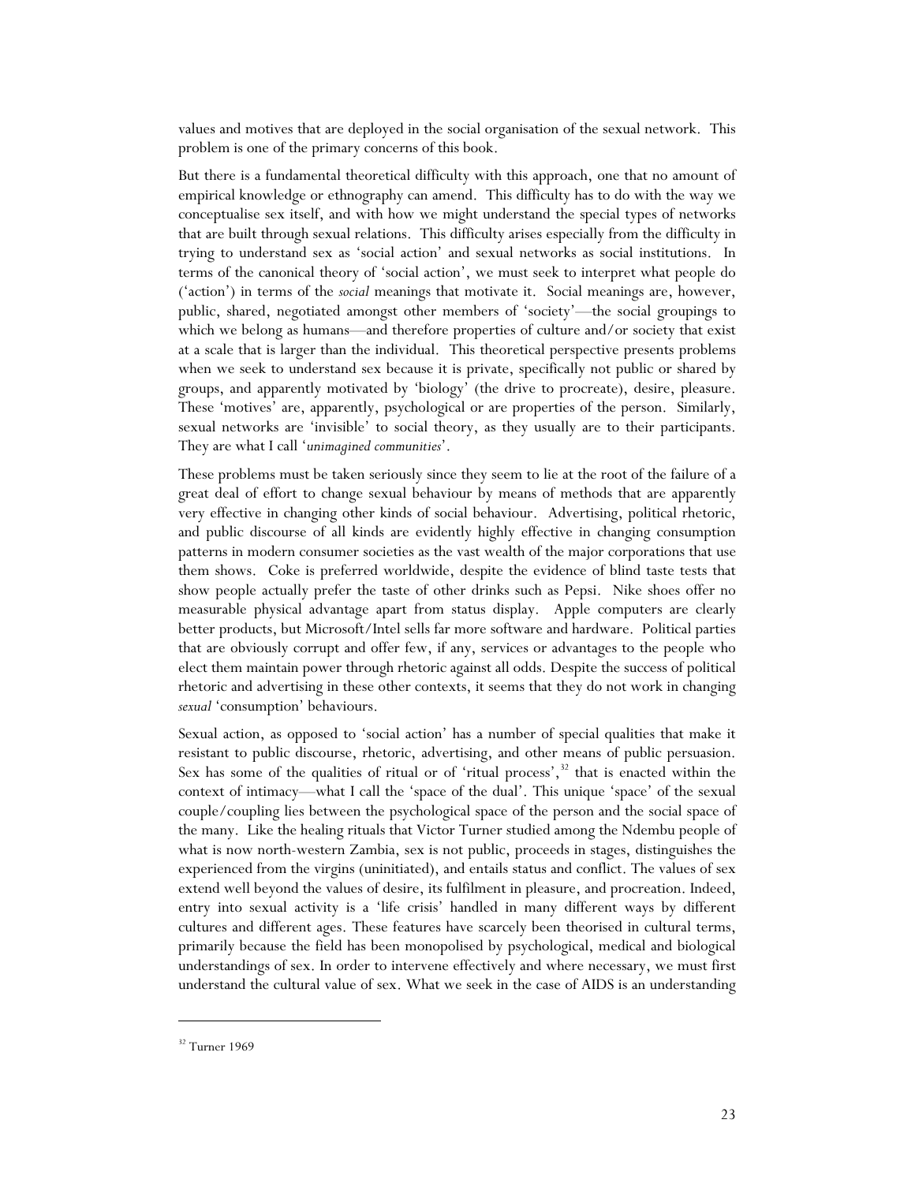values and motives that are deployed in the social organisation of the sexual network. This problem is one of the primary concerns of this book.

But there is a fundamental theoretical difficulty with this approach, one that no amount of empirical knowledge or ethnography can amend. This difficulty has to do with the way we conceptualise sex itself, and with how we might understand the special types of networks that are built through sexual relations. This difficulty arises especially from the difficulty in trying to understand sex as 'social action' and sexual networks as social institutions. In terms of the canonical theory of 'social action', we must seek to interpret what people do ('action') in terms of the *social* meanings that motivate it. Social meanings are, however, public, shared, negotiated amongst other members of 'society'—the social groupings to which we belong as humans—and therefore properties of culture and/or society that exist at a scale that is larger than the individual. This theoretical perspective presents problems when we seek to understand sex because it is private, specifically not public or shared by groups, and apparently motivated by 'biology' (the drive to procreate), desire, pleasure. These 'motives' are, apparently, psychological or are properties of the person. Similarly, sexual networks are 'invisible' to social theory, as they usually are to their participants. They are what I call '*unimagined communities*'.

These problems must be taken seriously since they seem to lie at the root of the failure of a great deal of effort to change sexual behaviour by means of methods that are apparently very effective in changing other kinds of social behaviour. Advertising, political rhetoric, and public discourse of all kinds are evidently highly effective in changing consumption patterns in modern consumer societies as the vast wealth of the major corporations that use them shows. Coke is preferred worldwide, despite the evidence of blind taste tests that show people actually prefer the taste of other drinks such as Pepsi. Nike shoes offer no measurable physical advantage apart from status display. Apple computers are clearly better products, but Microsoft/Intel sells far more software and hardware. Political parties that are obviously corrupt and offer few, if any, services or advantages to the people who elect them maintain power through rhetoric against all odds. Despite the success of political rhetoric and advertising in these other contexts, it seems that they do not work in changing *sexual* 'consumption' behaviours.

Sexual action, as opposed to 'social action' has a number of special qualities that make it resistant to public discourse, rhetoric, advertising, and other means of public persuasion. Sex has some of the qualities of ritual or of 'ritual process',[32] that is enacted within the context of intimacy—what I call the 'space of the dual'. This unique 'space' of the sexual couple/coupling lies between the psychological space of the person and the social space of the many. Like the healing rituals that Victor Turner studied among the Ndembu people of what is now north-western Zambia, sex is not public, proceeds in stages, distinguishes the experienced from the virgins (uninitiated), and entails status and conflict. The values of sex extend well beyond the values of desire, its fulfilment in pleasure, and procreation. Indeed, entry into sexual activity is a 'life crisis' handled in many different ways by different cultures and different ages. These features have scarcely been theorised in cultural terms, primarily because the field has been monopolised by psychological, medical and biological understandings of sex. In order to intervene effectively and where necessary, we must first understand the cultural value of sex. What we seek in the case of AIDS is an understanding

[32] Turner 1969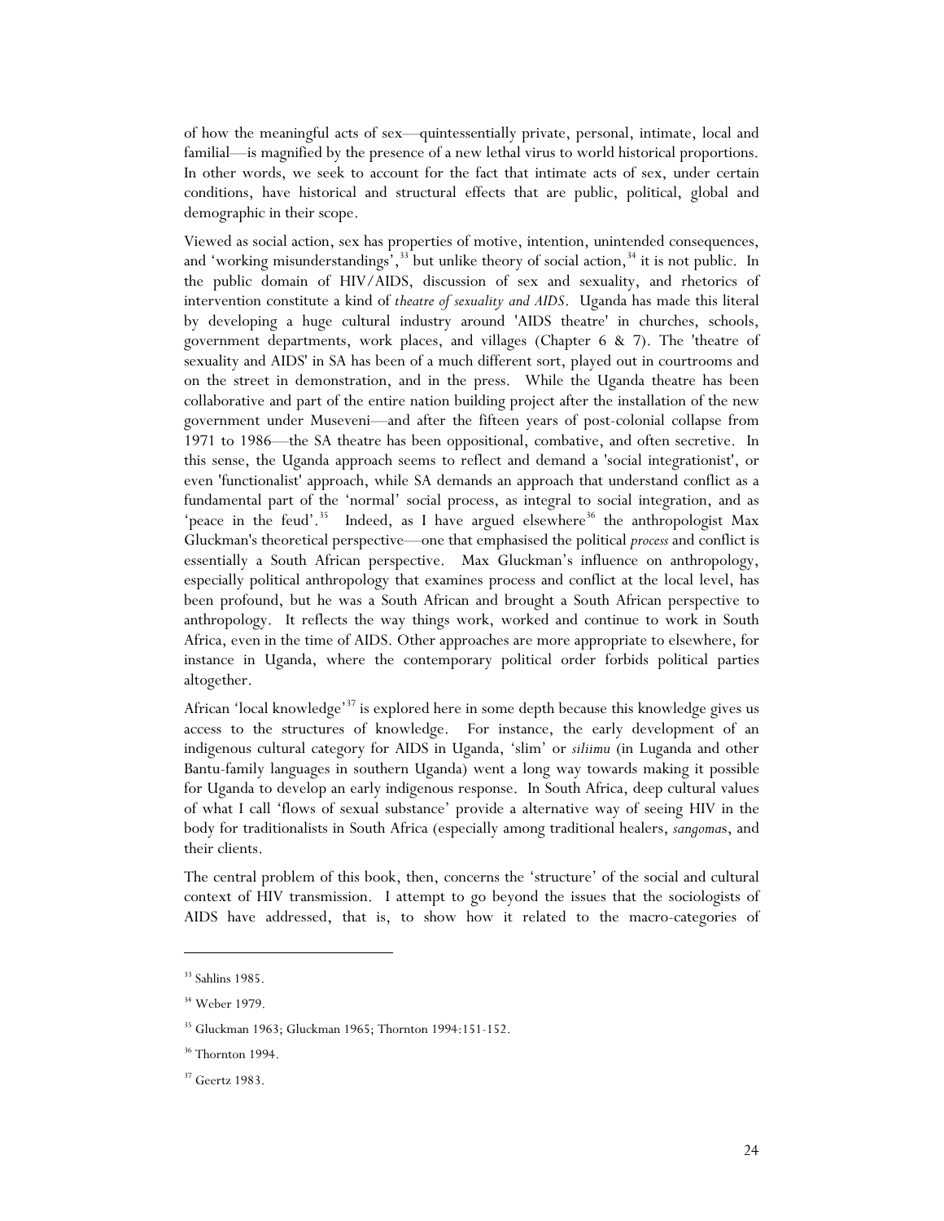of how the meaningful acts of sex—quintessentially private, personal, intimate, local and familial—is magnified by the presence of a new lethal virus to world historical proportions. In other words, we seek to account for the fact that intimate acts of sex, under certain conditions, have historical and structural effects that are public, political, global and demographic in their scope.

Viewed as social action, sex has properties of motive, intention, unintended consequences, and 'working misunderstandings',[33] but unlike theory of social action,[34] it is not public. In the public domain of HIV/AIDS, discussion of sex and sexuality, and rhetorics of intervention constitute a kind of *theatre of sexuality and AIDS*. Uganda has made this literal by developing a huge cultural industry around 'AIDS theatre' in churches, schools, government departments, work places, and villages (Chapter 6 & 7). The 'theatre of sexuality and AIDS' in SA has been of a much different sort, played out in courtrooms and on the street in demonstration, and in the press. While the Uganda theatre has been collaborative and part of the entire nation building project after the installation of the new government under Museveni—and after the fifteen years of post-colonial collapse from 1971 to 1986—the SA theatre has been oppositional, combative, and often secretive. In this sense, the Uganda approach seems to reflect and demand a 'social integrationist', or even 'functionalist' approach, while SA demands an approach that understand conflict as a fundamental part of the 'normal' social process, as integral to social integration, and as 'peace in the feud'.[35] Indeed, as I have argued elsewhere[36] the anthropologist Max Gluckman's theoretical perspective—one that emphasised the political *process* and conflict is essentially a South African perspective. Max Gluckman's influence on anthropology, especially political anthropology that examines process and conflict at the local level, has been profound, but he was a South African and brought a South African perspective to anthropology. It reflects the way things work, worked and continue to work in South Africa, even in the time of AIDS. Other approaches are more appropriate to elsewhere, for instance in Uganda, where the contemporary political order forbids political parties altogether.

African 'local knowledge'[37] is explored here in some depth because this knowledge gives us access to the structures of knowledge. For instance, the early development of an indigenous cultural category for AIDS in Uganda, 'slim' or *siliimu* (in Luganda and other Bantu-family languages in southern Uganda) went a long way towards making it possible for Uganda to develop an early indigenous response. In South Africa, deep cultural values of what I call 'flows of sexual substance' provide a alternative way of seeing HIV in the body for traditionalists in South Africa (especially among traditional healers, *sangoma*s, and their clients.

The central problem of this book, then, concerns the 'structure' of the social and cultural context of HIV transmission. I attempt to go beyond the issues that the sociologists of AIDS have addressed, that is, to show how it related to the macro-categories of

---

[33] Sahlins 1985.

[34] Weber 1979.

[35] Gluckman 1963; Gluckman 1965; Thornton 1994:151-152.

[36] Thornton 1994.

[37] Geertz 1983.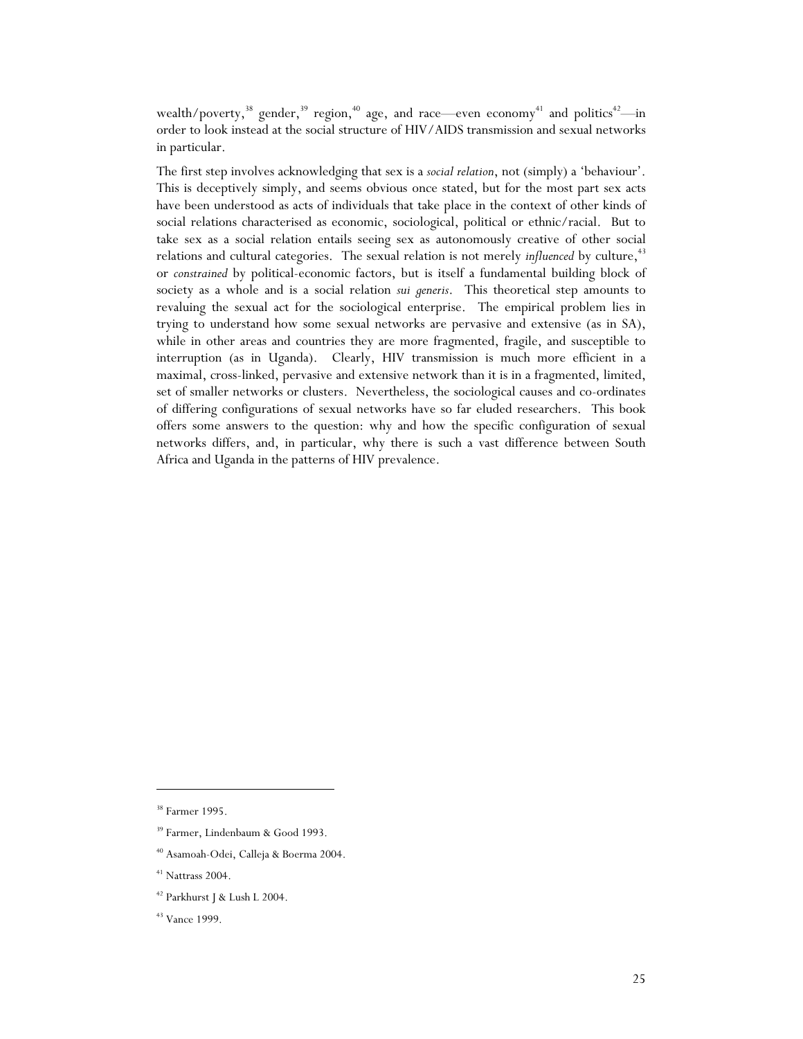wealth/poverty,[38] gender,[39] region,[40] age, and race—even economy[41] and politics[42]—in order to look instead at the social structure of HIV/AIDS transmission and sexual networks in particular.

The first step involves acknowledging that sex is a *social relation*, not (simply) a 'behaviour'. This is deceptively simply, and seems obvious once stated, but for the most part sex acts have been understood as acts of individuals that take place in the context of other kinds of social relations characterised as economic, sociological, political or ethnic/racial. But to take sex as a social relation entails seeing sex as autonomously creative of other social relations and cultural categories. The sexual relation is not merely *influenced* by culture,[43] or *constrained* by political-economic factors, but is itself a fundamental building block of society as a whole and is a social relation *sui generis*. This theoretical step amounts to revaluing the sexual act for the sociological enterprise. The empirical problem lies in trying to understand how some sexual networks are pervasive and extensive (as in SA), while in other areas and countries they are more fragmented, fragile, and susceptible to interruption (as in Uganda). Clearly, HIV transmission is much more efficient in a maximal, cross-linked, pervasive and extensive network than it is in a fragmented, limited, set of smaller networks or clusters. Nevertheless, the sociological causes and co-ordinates of differing configurations of sexual networks have so far eluded researchers. This book offers some answers to the question: why and how the specific configuration of sexual networks differs, and, in particular, why there is such a vast difference between South Africa and Uganda in the patterns of HIV prevalence.

---

[38] Farmer 1995.

[39] Farmer, Lindenbaum & Good 1993.

[40] Asamoah-Odei, Calleja & Boerma 2004.

[41] Nattrass 2004.

[42] Parkhurst J & Lush L 2004.

[43] Vance 1999.